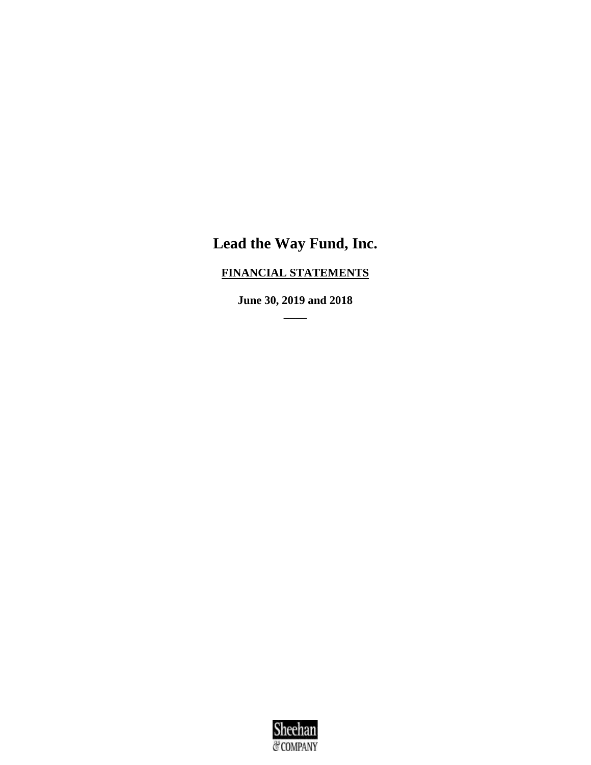# Lead the Way Fund, Inc.

**FINANCIAL STATEMENTS**

**June 30, 2019 and 2018**

Sheehan & COMPANY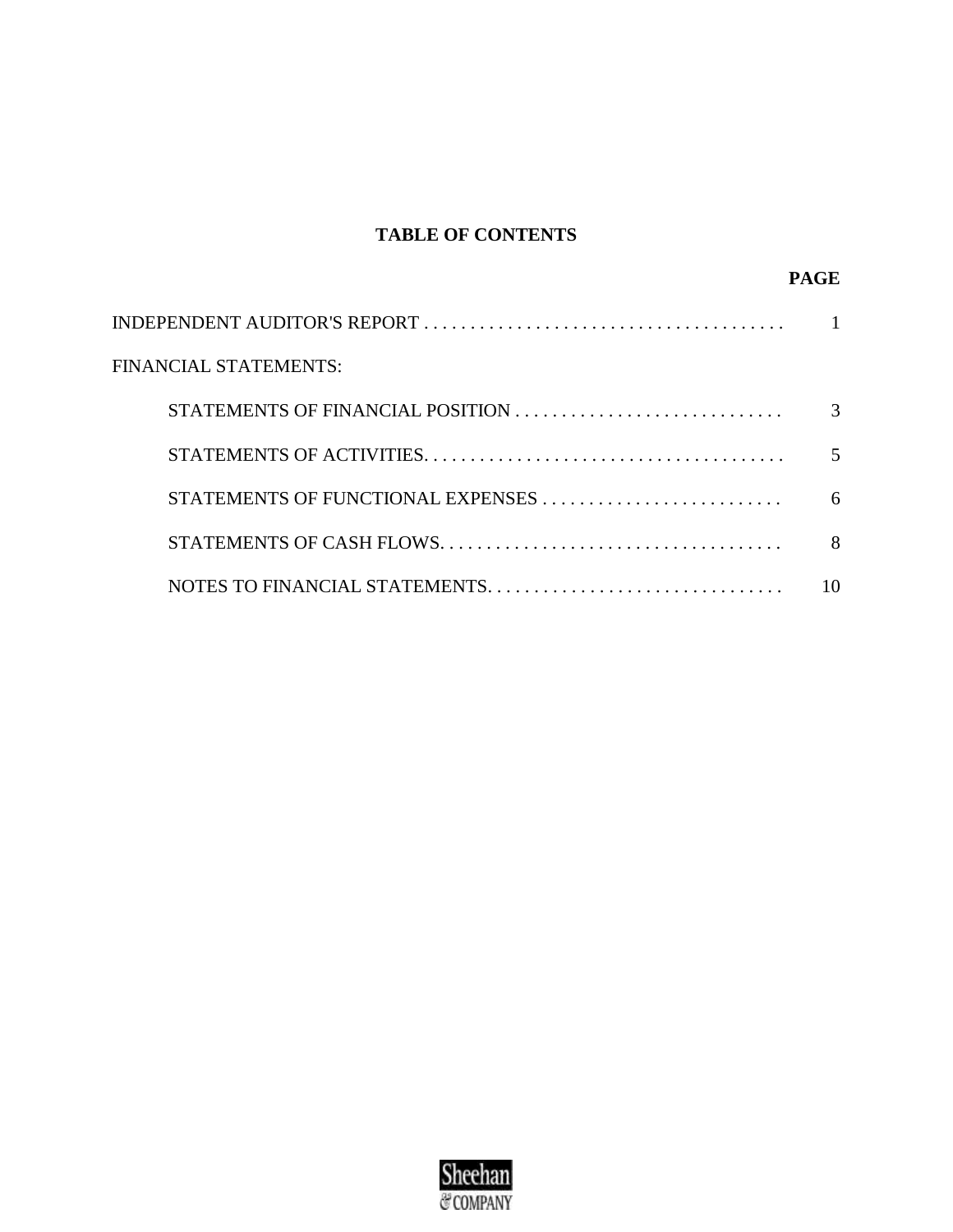# TABLE OF CONTENTS

| | PAGE |
|---|---|
| INDEPENDENT AUDITOR'S REPORT | 1 |
| FINANCIAL STATEMENTS: | |
| STATEMENTS OF FINANCIAL POSITION | 3 |
| STATEMENTS OF ACTIVITIES | 5 |
| STATEMENTS OF FUNCTIONAL EXPENSES | 6 |
| STATEMENTS OF CASH FLOWS | 8 |
| NOTES TO FINANCIAL STATEMENTS | 10 |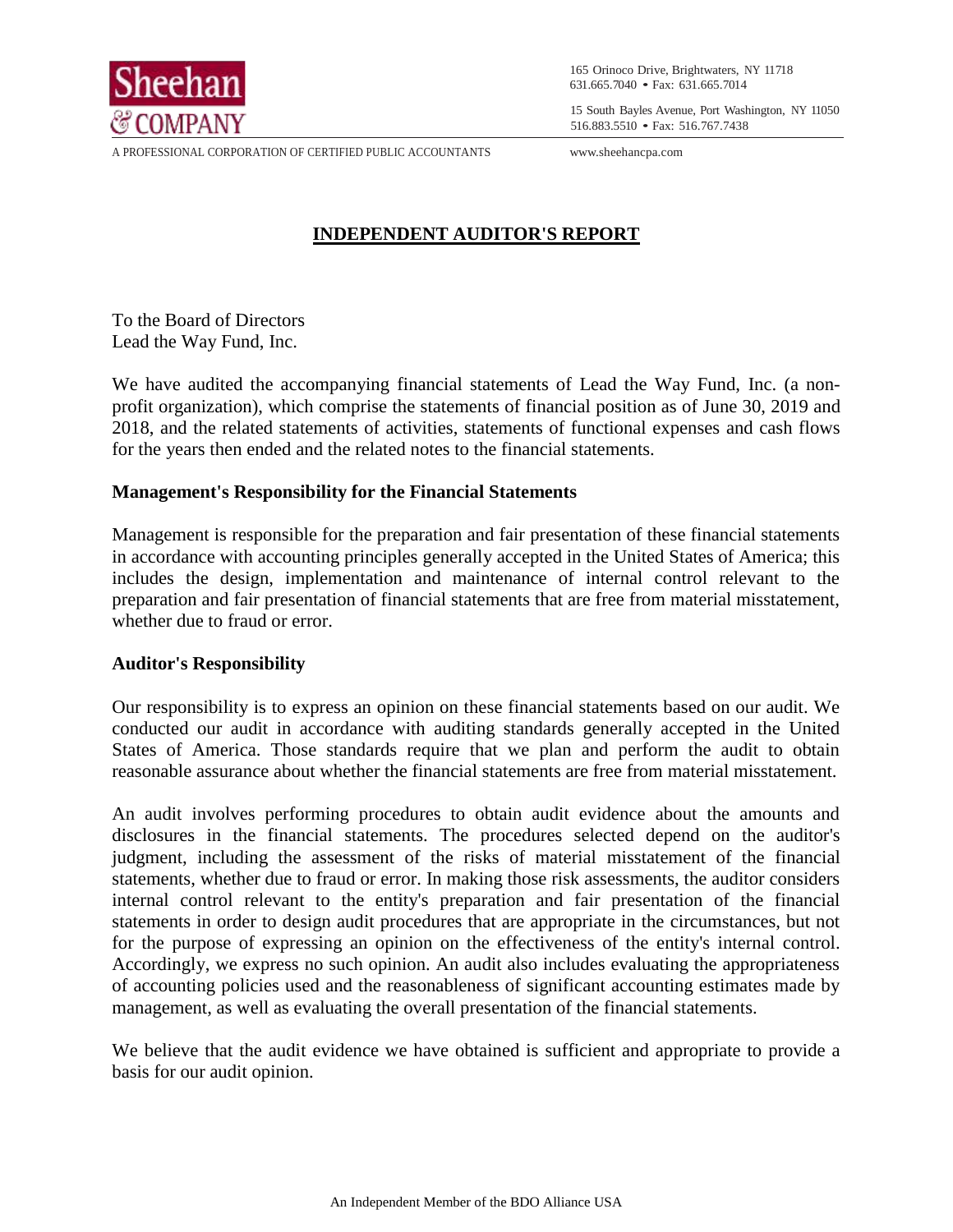Sheehan & COMPANY

A PROFESSIONAL CORPORATION OF CERTIFIED PUBLIC ACCOUNTANTS

165 Orinoco Drive, Brightwaters, NY 11718
631.665.7040 • Fax: 631.665.7014

15 South Bayles Avenue, Port Washington, NY 11050
516.883.5510 • Fax: 516.767.7438

www.sheehancpa.com

# INDEPENDENT AUDITOR'S REPORT

To the Board of Directors
Lead the Way Fund, Inc.

We have audited the accompanying financial statements of Lead the Way Fund, Inc. (a non-profit organization), which comprise the statements of financial position as of June 30, 2019 and 2018, and the related statements of activities, statements of functional expenses and cash flows for the years then ended and the related notes to the financial statements.

## Management's Responsibility for the Financial Statements

Management is responsible for the preparation and fair presentation of these financial statements in accordance with accounting principles generally accepted in the United States of America; this includes the design, implementation and maintenance of internal control relevant to the preparation and fair presentation of financial statements that are free from material misstatement, whether due to fraud or error.

## Auditor's Responsibility

Our responsibility is to express an opinion on these financial statements based on our audit. We conducted our audit in accordance with auditing standards generally accepted in the United States of America. Those standards require that we plan and perform the audit to obtain reasonable assurance about whether the financial statements are free from material misstatement.

An audit involves performing procedures to obtain audit evidence about the amounts and disclosures in the financial statements. The procedures selected depend on the auditor's judgment, including the assessment of the risks of material misstatement of the financial statements, whether due to fraud or error. In making those risk assessments, the auditor considers internal control relevant to the entity's preparation and fair presentation of the financial statements in order to design audit procedures that are appropriate in the circumstances, but not for the purpose of expressing an opinion on the effectiveness of the entity's internal control. Accordingly, we express no such opinion. An audit also includes evaluating the appropriateness of accounting policies used and the reasonableness of significant accounting estimates made by management, as well as evaluating the overall presentation of the financial statements.

We believe that the audit evidence we have obtained is sufficient and appropriate to provide a basis for our audit opinion.

An Independent Member of the BDO Alliance USA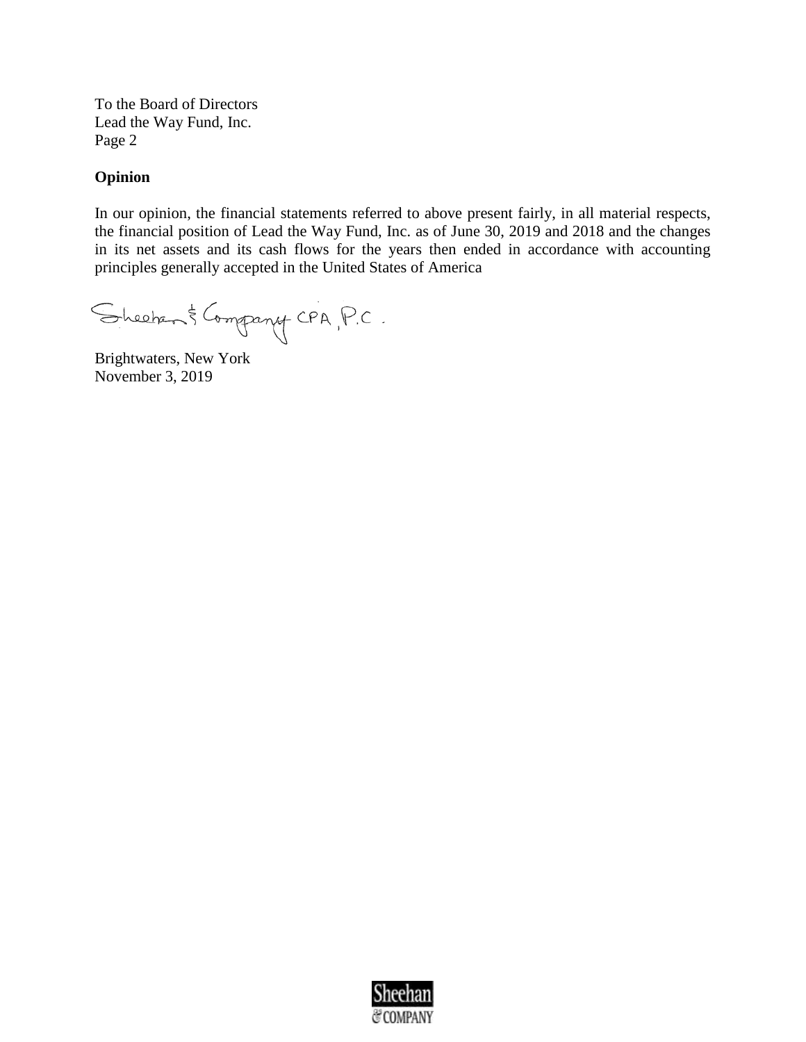To the Board of Directors
Lead the Way Fund, Inc.
Page 2

**Opinion**

In our opinion, the financial statements referred to above present fairly, in all material respects, the financial position of Lead the Way Fund, Inc. as of June 30, 2019 and 2018 and the changes in its net assets and its cash flows for the years then ended in accordance with accounting principles generally accepted in the United States of America

Sheehan & Company CPA, P.C.

Brightwaters, New York
November 3, 2019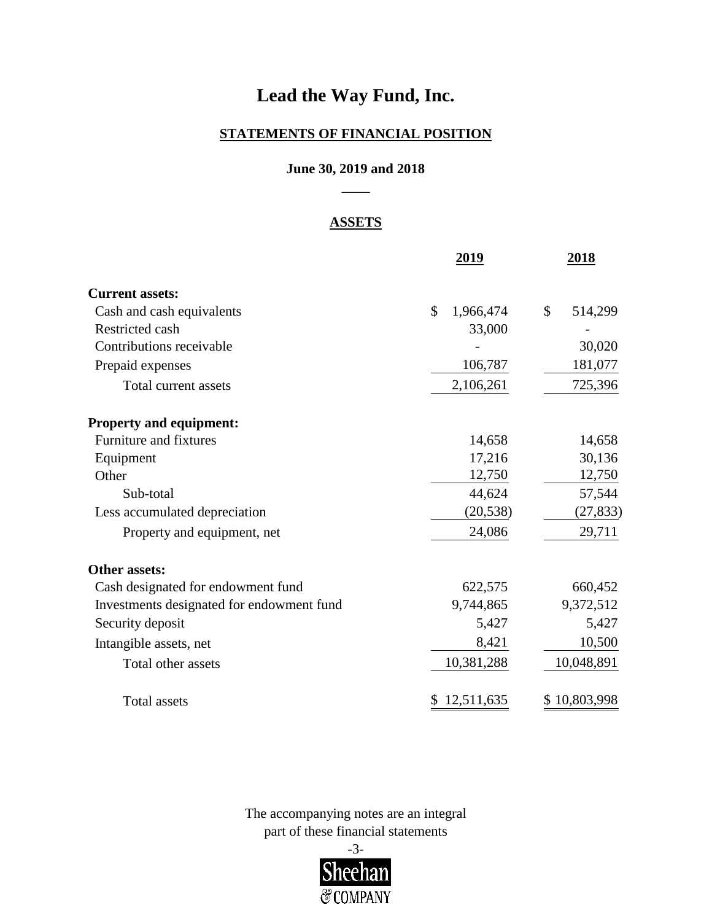# Lead the Way Fund, Inc.

## STATEMENTS OF FINANCIAL POSITION

### June 30, 2019 and 2018

### ASSETS

| | 2019 | 2018 |
|---|---|---|
| **Current assets:** | | |
| Cash and cash equivalents | $ 1,966,474 | $ 514,299 |
| Restricted cash | 33,000 | - |
| Contributions receivable | - | 30,020 |
| Prepaid expenses | 106,787 | 181,077 |
| Total current assets | 2,106,261 | 725,396 |
| **Property and equipment:** | | |
| Furniture and fixtures | 14,658 | 14,658 |
| Equipment | 17,216 | 30,136 |
| Other | 12,750 | 12,750 |
| Sub-total | 44,624 | 57,544 |
| Less accumulated depreciation | (20,538) | (27,833) |
| Property and equipment, net | 24,086 | 29,711 |
| **Other assets:** | | |
| Cash designated for endowment fund | 622,575 | 660,452 |
| Investments designated for endowment fund | 9,744,865 | 9,372,512 |
| Security deposit | 5,427 | 5,427 |
| Intangible assets, net | 8,421 | 10,500 |
| Total other assets | 10,381,288 | 10,048,891 |
| Total assets | $ 12,511,635 | $ 10,803,998 |

The accompanying notes are an integral part of these financial statements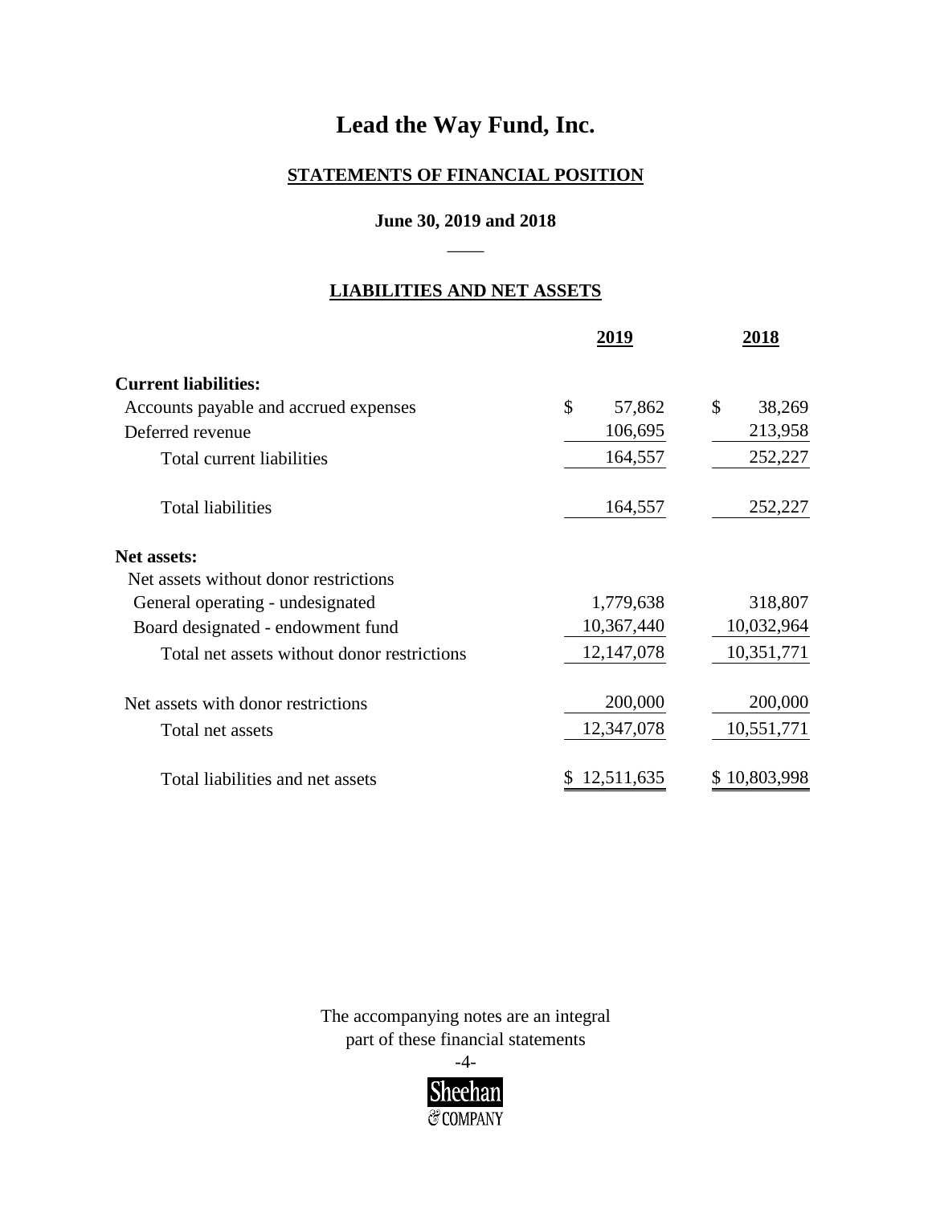# Lead the Way Fund, Inc.

## STATEMENTS OF FINANCIAL POSITION

### June 30, 2019 and 2018

### LIABILITIES AND NET ASSETS

| | 2019 | 2018 |
|---|---|---|
| **Current liabilities:** | | |
| Accounts payable and accrued expenses | $ 57,862 | $ 38,269 |
| Deferred revenue | 106,695 | 213,958 |
| Total current liabilities | 164,557 | 252,227 |
| Total liabilities | 164,557 | 252,227 |
| **Net assets:** | | |
| Net assets without donor restrictions | | |
| General operating - undesignated | 1,779,638 | 318,807 |
| Board designated - endowment fund | 10,367,440 | 10,032,964 |
| Total net assets without donor restrictions | 12,147,078 | 10,351,771 |
| Net assets with donor restrictions | 200,000 | 200,000 |
| Total net assets | 12,347,078 | 10,551,771 |
| Total liabilities and net assets | $ 12,511,635 | $ 10,803,998 |

The accompanying notes are an integral part of these financial statements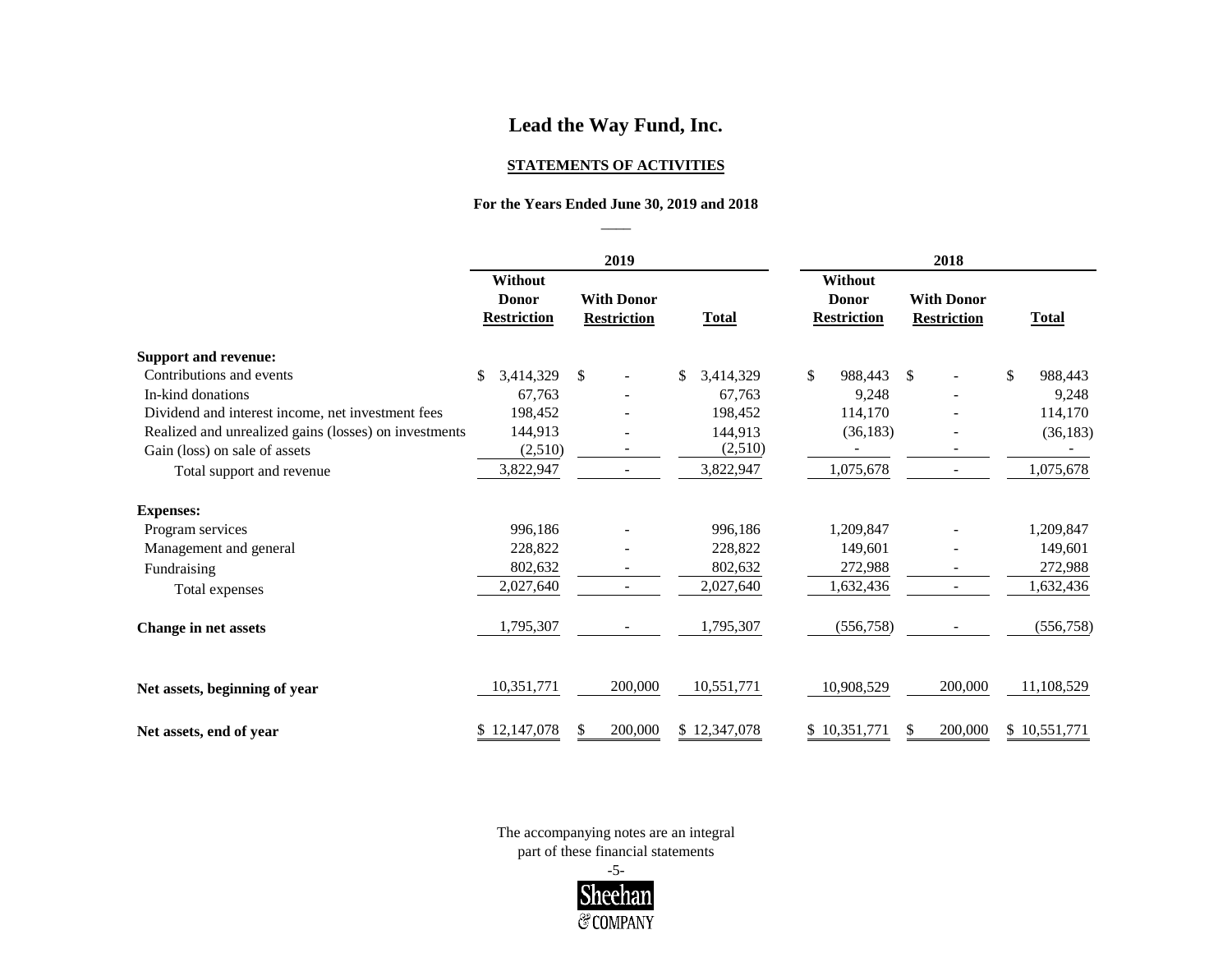# Lead the Way Fund, Inc.

## STATEMENTS OF ACTIVITIES

### For the Years Ended June 30, 2019 and 2018

| | 2019 | | | 2018 | | |
|---|---|---|---|---|---|---|
| | Without Donor Restriction | With Donor Restriction | Total | Without Donor Restriction | With Donor Restriction | Total |
| **Support and revenue:** | | | | | | |
| Contributions and events | $ 3,414,329 | $ - | $ 3,414,329 | $ 988,443 | $ - | $ 988,443 |
| In-kind donations | 67,763 | - | 67,763 | 9,248 | - | 9,248 |
| Dividend and interest income, net investment fees | 198,452 | - | 198,452 | 114,170 | - | 114,170 |
| Realized and unrealized gains (losses) on investments | 144,913 | - | 144,913 | (36,183) | - | (36,183) |
| Gain (loss) on sale of assets | (2,510) | - | (2,510) | - | - | - |
| Total support and revenue | 3,822,947 | - | 3,822,947 | 1,075,678 | - | 1,075,678 |
| **Expenses:** | | | | | | |
| Program services | 996,186 | - | 996,186 | 1,209,847 | - | 1,209,847 |
| Management and general | 228,822 | - | 228,822 | 149,601 | - | 149,601 |
| Fundraising | 802,632 | - | 802,632 | 272,988 | - | 272,988 |
| Total expenses | 2,027,640 | - | 2,027,640 | 1,632,436 | - | 1,632,436 |
| **Change in net assets** | 1,795,307 | - | 1,795,307 | (556,758) | - | (556,758) |
| **Net assets, beginning of year** | 10,351,771 | 200,000 | 10,551,771 | 10,908,529 | 200,000 | 11,108,529 |
| **Net assets, end of year** | $ 12,147,078 | $ 200,000 | $ 12,347,078 | $ 10,351,771 | $ 200,000 | $ 10,551,771 |

The accompanying notes are an integral part of these financial statements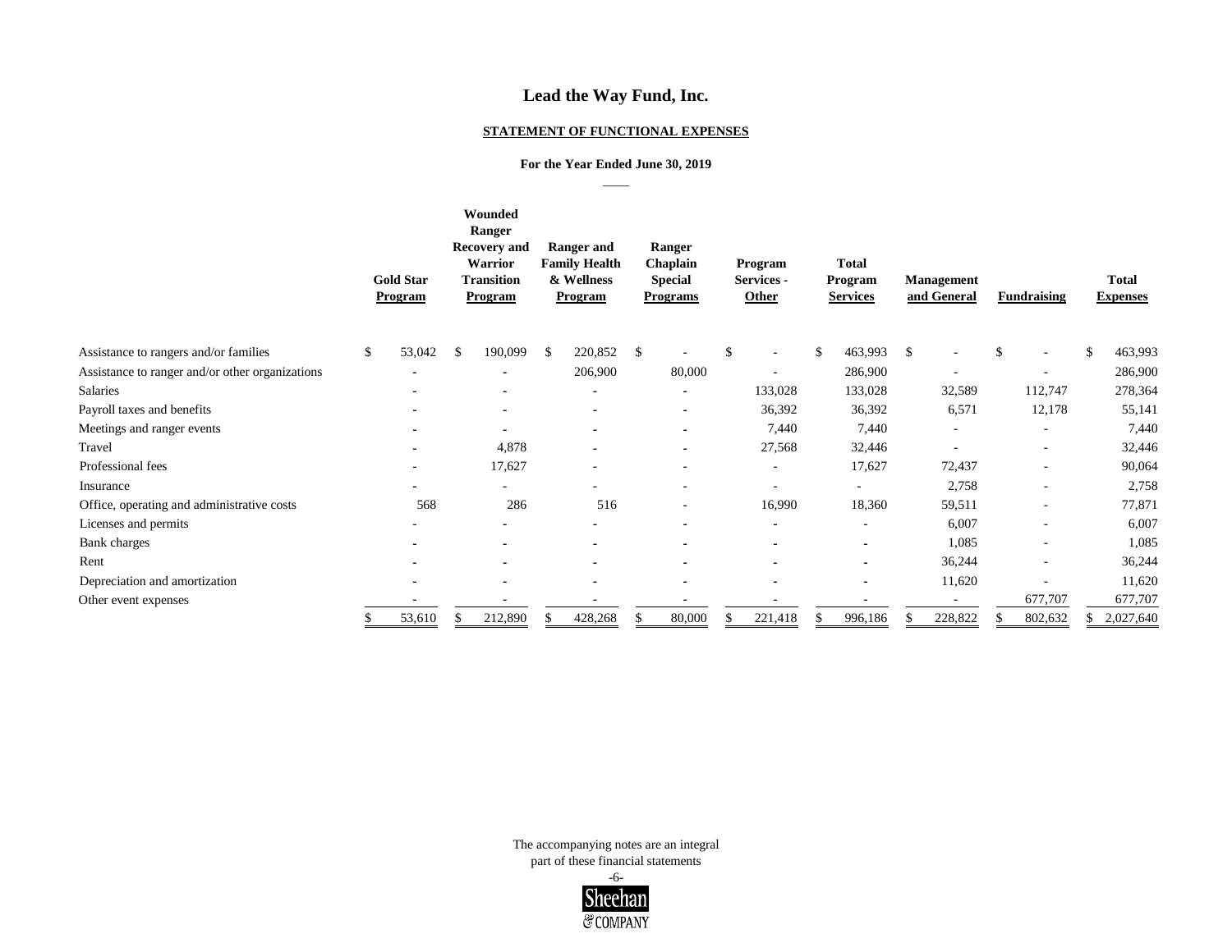# Lead the Way Fund, Inc.

## STATEMENT OF FUNCTIONAL EXPENSES

### For the Year Ended June 30, 2019

| | Gold Star Program | Wounded Ranger Recovery and Warrior Transition Program | Ranger and Family Health & Wellness Program | Ranger Chaplain Special Programs | Program Services - Other | Total Program Services | Management and General | Fundraising | Total Expenses |
|---|---|---|---|---|---|---|---|---|---|
| Assistance to rangers and/or families | $ 53,042 | $ 190,099 | $ 220,852 | $ - | $ - | $ 463,993 | $ - | $ - | $ 463,993 |
| Assistance to ranger and/or other organizations | - | - | 206,900 | 80,000 | - | 286,900 | - | - | 286,900 |
| Salaries | - | - | - | - | 133,028 | 133,028 | 32,589 | 112,747 | 278,364 |
| Payroll taxes and benefits | - | - | - | - | 36,392 | 36,392 | 6,571 | 12,178 | 55,141 |
| Meetings and ranger events | - | - | - | - | 7,440 | 7,440 | - | - | 7,440 |
| Travel | - | 4,878 | - | - | 27,568 | 32,446 | - | - | 32,446 |
| Professional fees | - | 17,627 | - | - | - | 17,627 | 72,437 | - | 90,064 |
| Insurance | - | - | - | - | - | - | 2,758 | - | 2,758 |
| Office, operating and administrative costs | 568 | 286 | 516 | - | 16,990 | 18,360 | 59,511 | - | 77,871 |
| Licenses and permits | - | - | - | - | - | - | 6,007 | - | 6,007 |
| Bank charges | - | - | - | - | - | - | 1,085 | - | 1,085 |
| Rent | - | - | - | - | - | - | 36,244 | - | 36,244 |
| Depreciation and amortization | - | - | - | - | - | - | 11,620 | - | 11,620 |
| Other event expenses | - | - | - | - | - | - | - | 677,707 | 677,707 |
| | $ 53,610 | $ 212,890 | $ 428,268 | $ 80,000 | $ 221,418 | $ 996,186 | $ 228,822 | $ 802,632 | $ 2,027,640 |

The accompanying notes are an integral part of these financial statements

Sheehan & COMPANY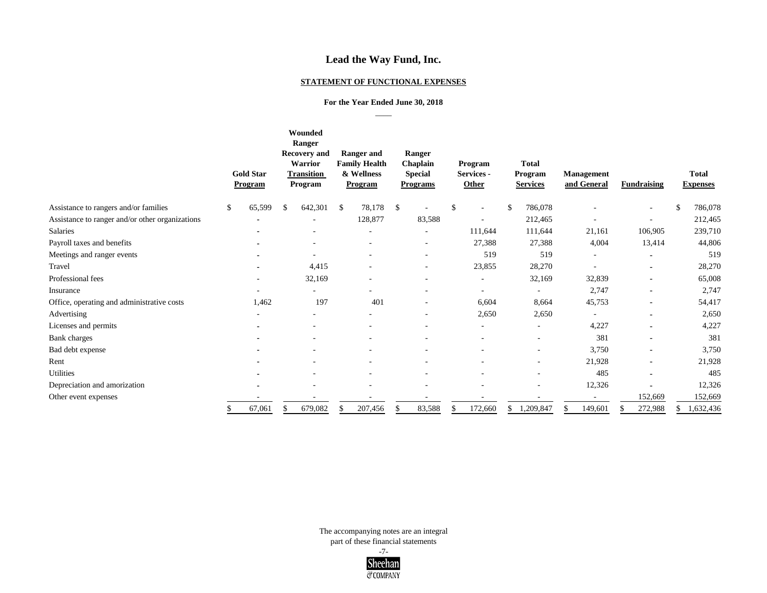# Lead the Way Fund, Inc.

## STATEMENT OF FUNCTIONAL EXPENSES

### For the Year Ended June 30, 2018

| | Gold Star Program | Wounded Ranger Recovery and Warrior Transition Program | Ranger and Family Health & Wellness Program | Ranger Chaplain Special Programs | Program Services - Other | Total Program Services | Management and General | Fundraising | Total Expenses |
|---|---|---|---|---|---|---|---|---|---|
| Assistance to rangers and/or families | $ 65,599 | $ 642,301 | $ 78,178 | $ - | $ - | $ 786,078 | - | - | $ 786,078 |
| Assistance to ranger and/or other organizations | - | - | 128,877 | 83,588 | - | 212,465 | - | - | 212,465 |
| Salaries | - | - | - | - | 111,644 | 111,644 | 21,161 | 106,905 | 239,710 |
| Payroll taxes and benefits | - | - | - | - | 27,388 | 27,388 | 4,004 | 13,414 | 44,806 |
| Meetings and ranger events | - | - | - | - | 519 | 519 | - | - | 519 |
| Travel | - | 4,415 | - | - | 23,855 | 28,270 | - | - | 28,270 |
| Professional fees | - | 32,169 | - | - | - | 32,169 | 32,839 | - | 65,008 |
| Insurance | - | - | - | - | - | - | 2,747 | - | 2,747 |
| Office, operating and administrative costs | 1,462 | 197 | 401 | - | 6,604 | 8,664 | 45,753 | - | 54,417 |
| Advertising | - | - | - | - | 2,650 | 2,650 | - | - | 2,650 |
| Licenses and permits | - | - | - | - | - | - | 4,227 | - | 4,227 |
| Bank charges | - | - | - | - | - | - | 381 | - | 381 |
| Bad debt expense | - | - | - | - | - | - | 3,750 | - | 3,750 |
| Rent | - | - | - | - | - | - | 21,928 | - | 21,928 |
| Utilities | - | - | - | - | - | - | 485 | - | 485 |
| Depreciation and amorization | - | - | - | - | - | - | 12,326 | - | 12,326 |
| Other event expenses | - | - | - | - | - | - | - | 152,669 | 152,669 |
| | $ 67,061 | $ 679,082 | $ 207,456 | $ 83,588 | $ 172,660 | $ 1,209,847 | $ 149,601 | $ 272,988 | $ 1,632,436 |

The accompanying notes are an integral part of these financial statements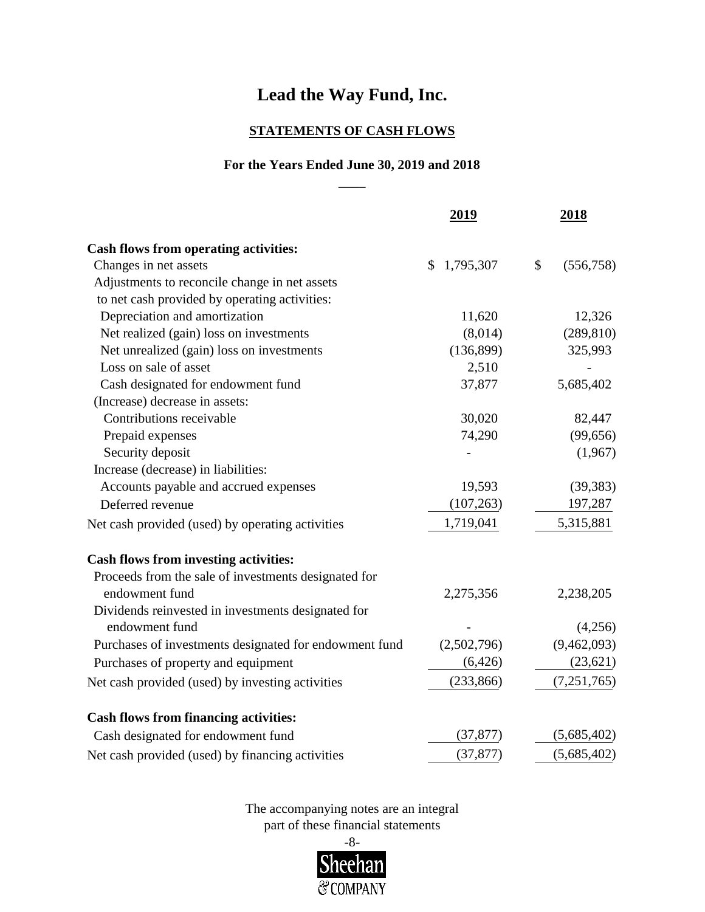# Lead the Way Fund, Inc.

## STATEMENTS OF CASH FLOWS

### For the Years Ended June 30, 2019 and 2018

| | 2019 | 2018 |
|---|---|---|
| **Cash flows from operating activities:** | | |
| Changes in net assets | $ 1,795,307 | $ (556,758) |
| Adjustments to reconcile change in net assets to net cash provided by operating activities: | | |
| Depreciation and amortization | 11,620 | 12,326 |
| Net realized (gain) loss on investments | (8,014) | (289,810) |
| Net unrealized (gain) loss on investments | (136,899) | 325,993 |
| Loss on sale of asset | 2,510 | - |
| Cash designated for endowment fund | 37,877 | 5,685,402 |
| (Increase) decrease in assets: | | |
| Contributions receivable | 30,020 | 82,447 |
| Prepaid expenses | 74,290 | (99,656) |
| Security deposit | - | (1,967) |
| Increase (decrease) in liabilities: | | |
| Accounts payable and accrued expenses | 19,593 | (39,383) |
| Deferred revenue | (107,263) | 197,287 |
| Net cash provided (used) by operating activities | 1,719,041 | 5,315,881 |
| **Cash flows from investing activities:** | | |
| Proceeds from the sale of investments designated for endowment fund | 2,275,356 | 2,238,205 |
| Dividends reinvested in investments designated for endowment fund | - | (4,256) |
| Purchases of investments designated for endowment fund | (2,502,796) | (9,462,093) |
| Purchases of property and equipment | (6,426) | (23,621) |
| Net cash provided (used) by investing activities | (233,866) | (7,251,765) |
| **Cash flows from financing activities:** | | |
| Cash designated for endowment fund | (37,877) | (5,685,402) |
| Net cash provided (used) by financing activities | (37,877) | (5,685,402) |

The accompanying notes are an integral part of these financial statements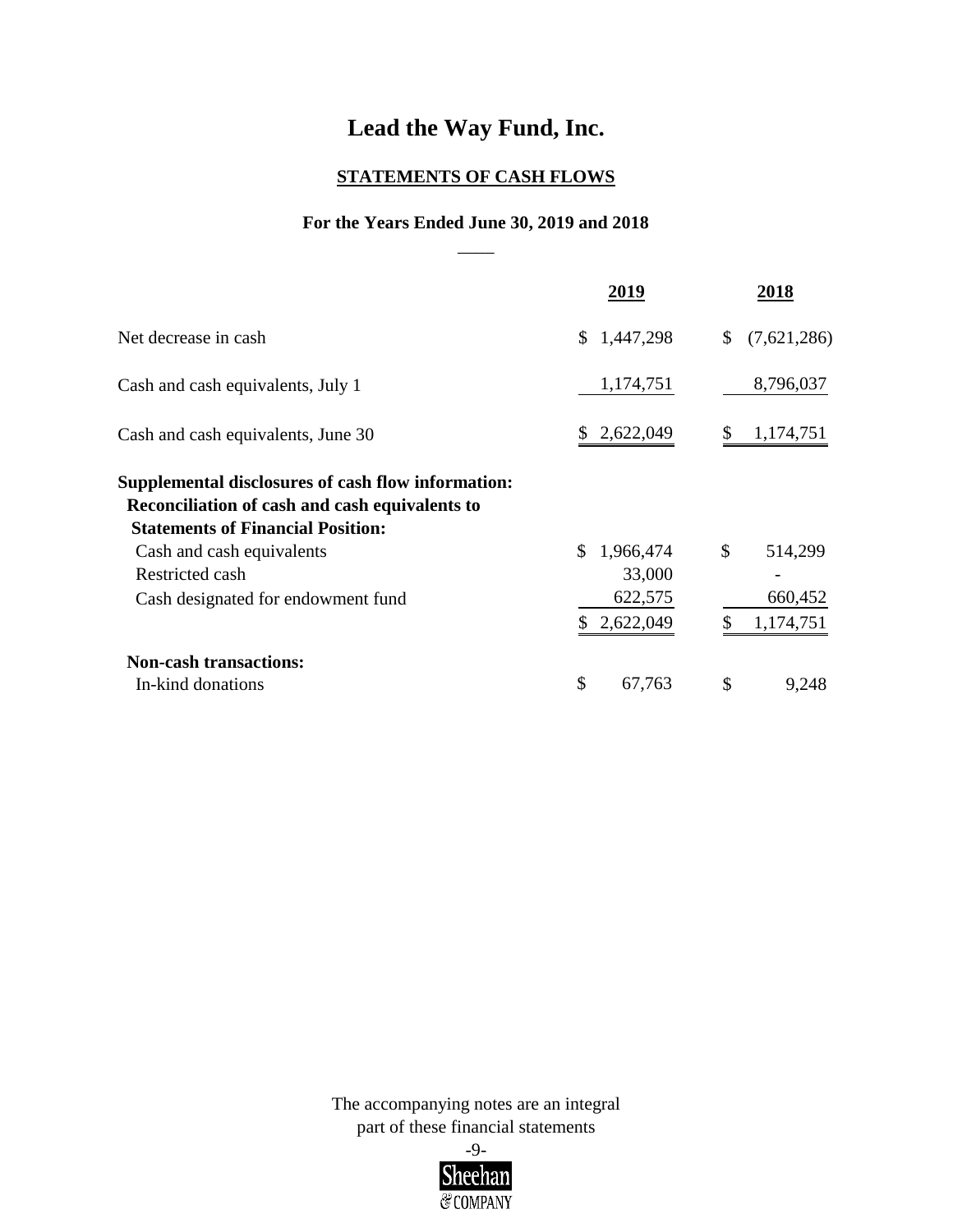# Lead the Way Fund, Inc.

## STATEMENTS OF CASH FLOWS

### For the Years Ended June 30, 2019 and 2018

| | 2019 | 2018 |
|---|---|---|
| Net decrease in cash | $ 1,447,298 | $ (7,621,286) |
| Cash and cash equivalents, July 1 | 1,174,751 | 8,796,037 |
| Cash and cash equivalents, June 30 | $ 2,622,049 | $ 1,174,751 |
| **Supplemental disclosures of cash flow information:** | | |
| **Reconciliation of cash and cash equivalents to Statements of Financial Position:** | | |
| Cash and cash equivalents | $ 1,966,474 | $ 514,299 |
| Restricted cash | 33,000 | - |
| Cash designated for endowment fund | 622,575 | 660,452 |
| | $ 2,622,049 | $ 1,174,751 |
| **Non-cash transactions:** | | |
| In-kind donations | $ 67,763 | $ 9,248 |

The accompanying notes are an integral part of these financial statements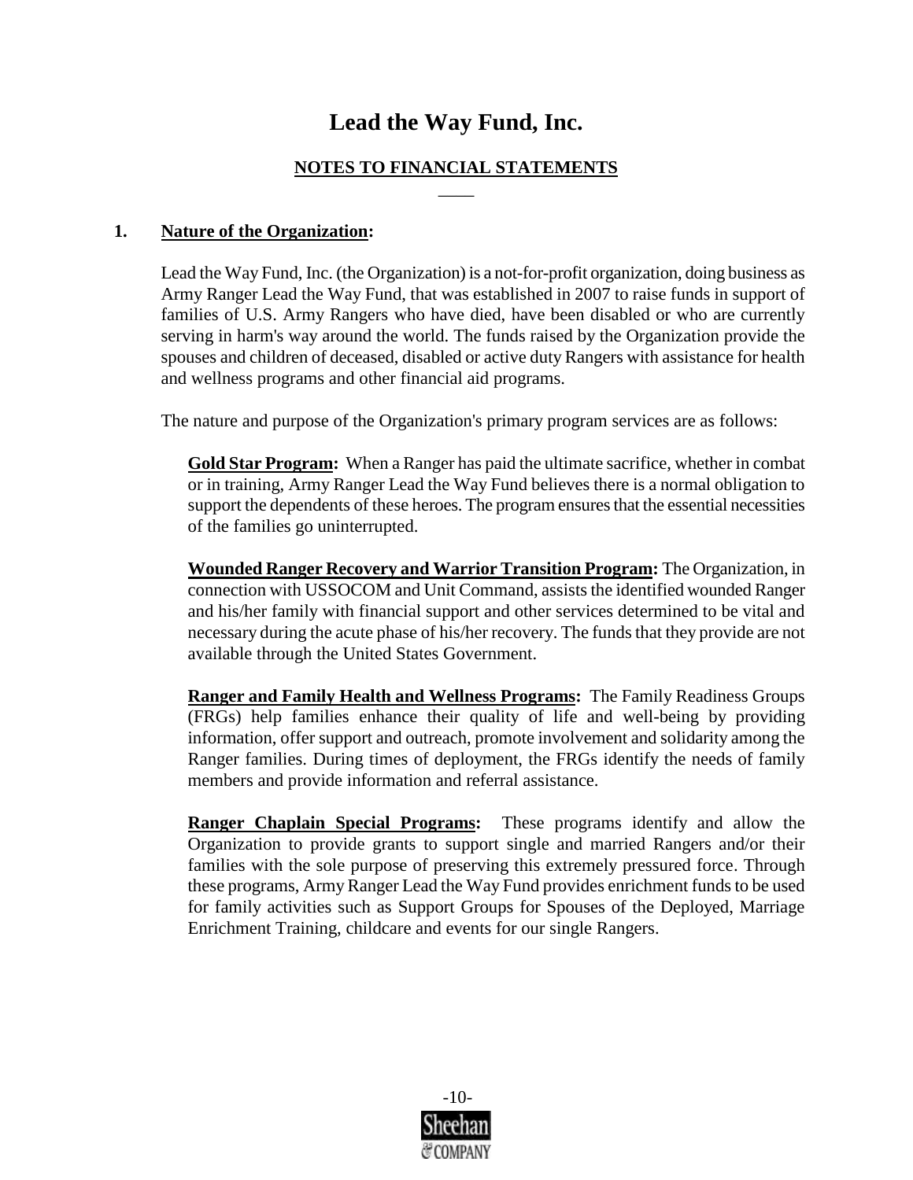# Lead the Way Fund, Inc.

## NOTES TO FINANCIAL STATEMENTS

### 1. Nature of the Organization:

Lead the Way Fund, Inc. (the Organization) is a not-for-profit organization, doing business as Army Ranger Lead the Way Fund, that was established in 2007 to raise funds in support of families of U.S. Army Rangers who have died, have been disabled or who are currently serving in harm's way around the world. The funds raised by the Organization provide the spouses and children of deceased, disabled or active duty Rangers with assistance for health and wellness programs and other financial aid programs.

The nature and purpose of the Organization's primary program services are as follows:

**Gold Star Program:** When a Ranger has paid the ultimate sacrifice, whether in combat or in training, Army Ranger Lead the Way Fund believes there is a normal obligation to support the dependents of these heroes. The program ensures that the essential necessities of the families go uninterrupted.

**Wounded Ranger Recovery and Warrior Transition Program:** The Organization, in connection with USSOCOM and Unit Command, assists the identified wounded Ranger and his/her family with financial support and other services determined to be vital and necessary during the acute phase of his/her recovery. The funds that they provide are not available through the United States Government.

**Ranger and Family Health and Wellness Programs:** The Family Readiness Groups (FRGs) help families enhance their quality of life and well-being by providing information, offer support and outreach, promote involvement and solidarity among the Ranger families. During times of deployment, the FRGs identify the needs of family members and provide information and referral assistance.

**Ranger Chaplain Special Programs:** These programs identify and allow the Organization to provide grants to support single and married Rangers and/or their families with the sole purpose of preserving this extremely pressured force. Through these programs, Army Ranger Lead the Way Fund provides enrichment funds to be used for family activities such as Support Groups for Spouses of the Deployed, Marriage Enrichment Training, childcare and events for our single Rangers.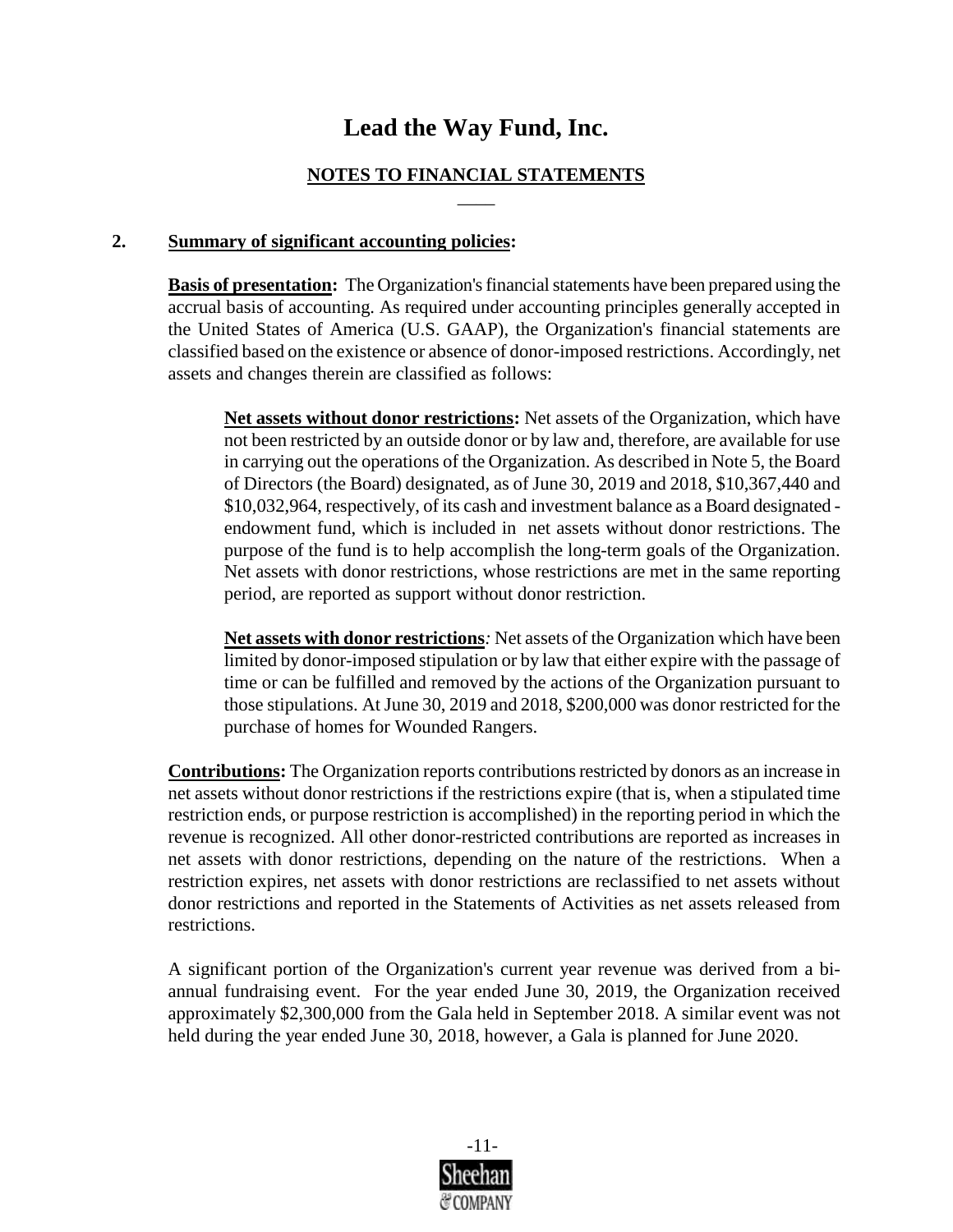# Lead the Way Fund, Inc.

## NOTES TO FINANCIAL STATEMENTS

**2. Summary of significant accounting policies:**

**Basis of presentation:** The Organization's financial statements have been prepared using the accrual basis of accounting. As required under accounting principles generally accepted in the United States of America (U.S. GAAP), the Organization's financial statements are classified based on the existence or absence of donor-imposed restrictions. Accordingly, net assets and changes therein are classified as follows:

**Net assets without donor restrictions:** Net assets of the Organization, which have not been restricted by an outside donor or by law and, therefore, are available for use in carrying out the operations of the Organization. As described in Note 5, the Board of Directors (the Board) designated, as of June 30, 2019 and 2018, $10,367,440 and $10,032,964, respectively, of its cash and investment balance as a Board designated - endowment fund, which is included in net assets without donor restrictions. The purpose of the fund is to help accomplish the long-term goals of the Organization. Net assets with donor restrictions, whose restrictions are met in the same reporting period, are reported as support without donor restriction.

**Net assets with donor restrictions***:* Net assets of the Organization which have been limited by donor-imposed stipulation or by law that either expire with the passage of time or can be fulfilled and removed by the actions of the Organization pursuant to those stipulations. At June 30, 2019 and 2018, $200,000 was donor restricted for the purchase of homes for Wounded Rangers.

**Contributions:** The Organization reports contributions restricted by donors as an increase in net assets without donor restrictions if the restrictions expire (that is, when a stipulated time restriction ends, or purpose restriction is accomplished) in the reporting period in which the revenue is recognized. All other donor-restricted contributions are reported as increases in net assets with donor restrictions, depending on the nature of the restrictions. When a restriction expires, net assets with donor restrictions are reclassified to net assets without donor restrictions and reported in the Statements of Activities as net assets released from restrictions.

A significant portion of the Organization's current year revenue was derived from a bi-annual fundraising event. For the year ended June 30, 2019, the Organization received approximately $2,300,000 from the Gala held in September 2018. A similar event was not held during the year ended June 30, 2018, however, a Gala is planned for June 2020.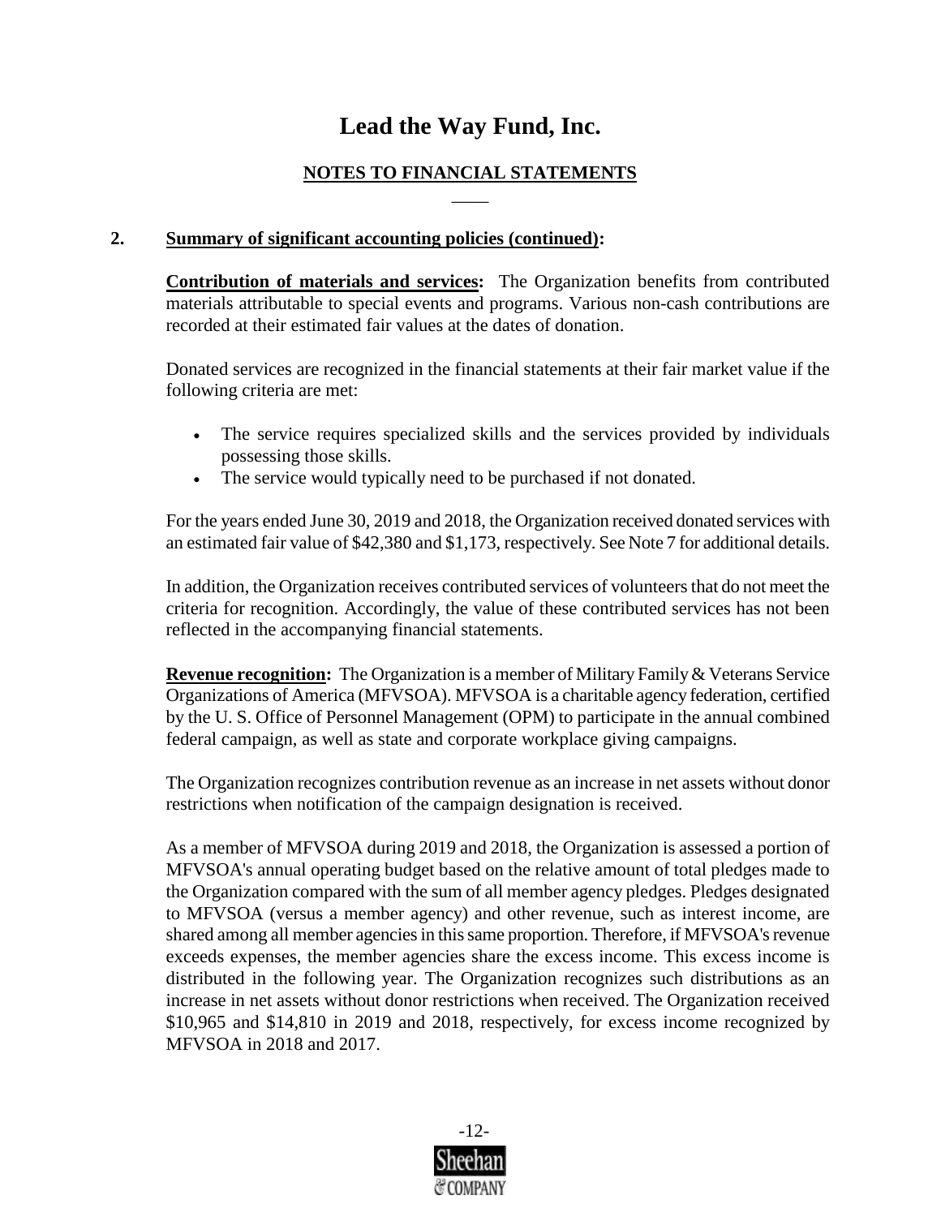# Lead the Way Fund, Inc.

## NOTES TO FINANCIAL STATEMENTS

**2. Summary of significant accounting policies (continued):**

**Contribution of materials and services:** The Organization benefits from contributed materials attributable to special events and programs. Various non-cash contributions are recorded at their estimated fair values at the dates of donation.

Donated services are recognized in the financial statements at their fair market value if the following criteria are met:

- The service requires specialized skills and the services provided by individuals possessing those skills.
- The service would typically need to be purchased if not donated.

For the years ended June 30, 2019 and 2018, the Organization received donated services with an estimated fair value of $42,380 and $1,173, respectively. See Note 7 for additional details.

In addition, the Organization receives contributed services of volunteers that do not meet the criteria for recognition. Accordingly, the value of these contributed services has not been reflected in the accompanying financial statements.

**Revenue recognition:** The Organization is a member of Military Family & Veterans Service Organizations of America (MFVSOA). MFVSOA is a charitable agency federation, certified by the U. S. Office of Personnel Management (OPM) to participate in the annual combined federal campaign, as well as state and corporate workplace giving campaigns.

The Organization recognizes contribution revenue as an increase in net assets without donor restrictions when notification of the campaign designation is received.

As a member of MFVSOA during 2019 and 2018, the Organization is assessed a portion of MFVSOA's annual operating budget based on the relative amount of total pledges made to the Organization compared with the sum of all member agency pledges. Pledges designated to MFVSOA (versus a member agency) and other revenue, such as interest income, are shared among all member agencies in this same proportion. Therefore, if MFVSOA's revenue exceeds expenses, the member agencies share the excess income. This excess income is distributed in the following year. The Organization recognizes such distributions as an increase in net assets without donor restrictions when received. The Organization received $10,965 and $14,810 in 2019 and 2018, respectively, for excess income recognized by MFVSOA in 2018 and 2017.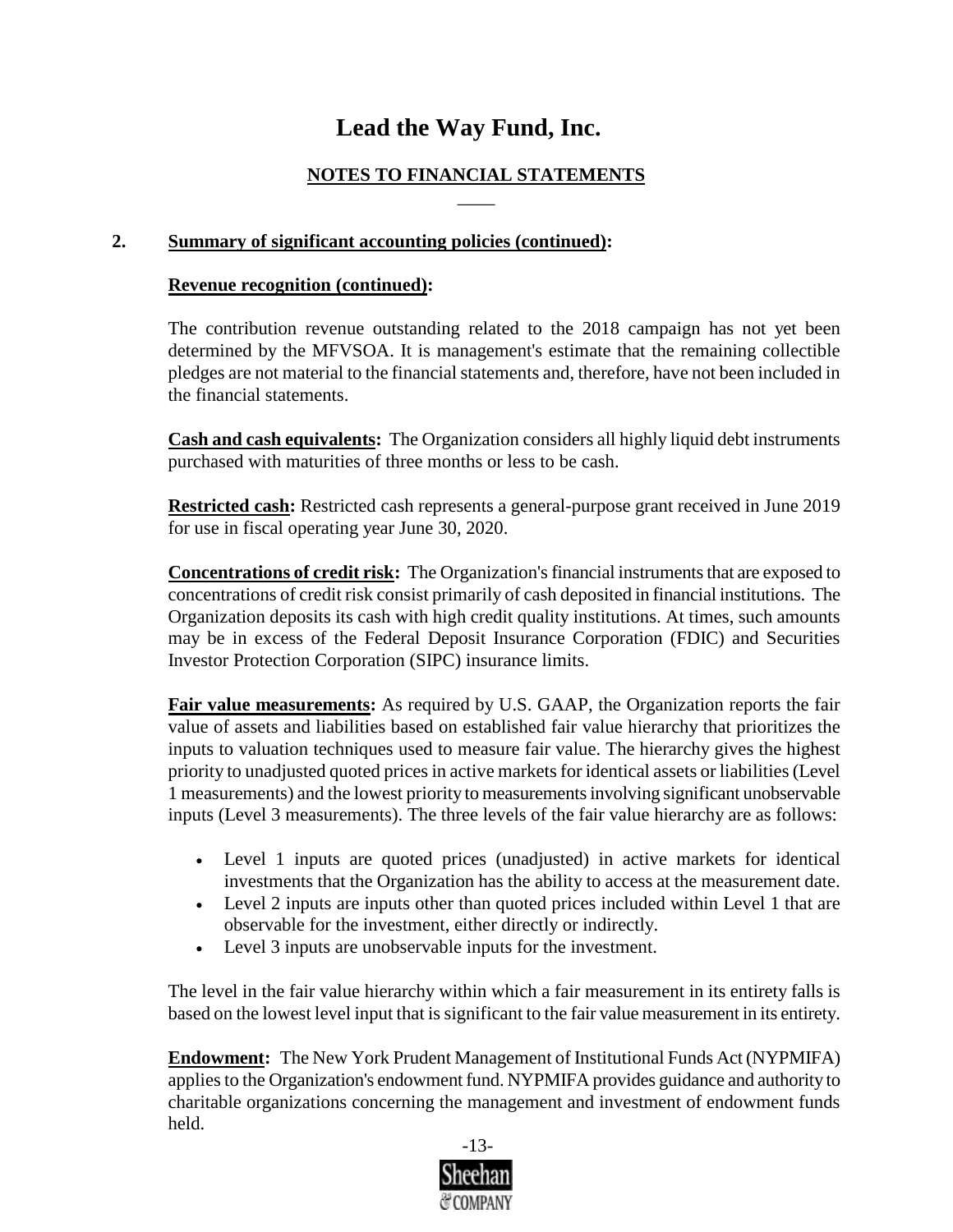# Lead the Way Fund, Inc.

## NOTES TO FINANCIAL STATEMENTS

### 2. Summary of significant accounting policies (continued):

**Revenue recognition (continued):**

The contribution revenue outstanding related to the 2018 campaign has not yet been determined by the MFVSOA. It is management's estimate that the remaining collectible pledges are not material to the financial statements and, therefore, have not been included in the financial statements.

**Cash and cash equivalents:** The Organization considers all highly liquid debt instruments purchased with maturities of three months or less to be cash.

**Restricted cash:** Restricted cash represents a general-purpose grant received in June 2019 for use in fiscal operating year June 30, 2020.

**Concentrations of credit risk:** The Organization's financial instruments that are exposed to concentrations of credit risk consist primarily of cash deposited in financial institutions. The Organization deposits its cash with high credit quality institutions. At times, such amounts may be in excess of the Federal Deposit Insurance Corporation (FDIC) and Securities Investor Protection Corporation (SIPC) insurance limits.

**Fair value measurements:** As required by U.S. GAAP, the Organization reports the fair value of assets and liabilities based on established fair value hierarchy that prioritizes the inputs to valuation techniques used to measure fair value. The hierarchy gives the highest priority to unadjusted quoted prices in active markets for identical assets or liabilities (Level 1 measurements) and the lowest priority to measurements involving significant unobservable inputs (Level 3 measurements). The three levels of the fair value hierarchy are as follows:

- Level 1 inputs are quoted prices (unadjusted) in active markets for identical investments that the Organization has the ability to access at the measurement date.
- Level 2 inputs are inputs other than quoted prices included within Level 1 that are observable for the investment, either directly or indirectly.
- Level 3 inputs are unobservable inputs for the investment.

The level in the fair value hierarchy within which a fair measurement in its entirety falls is based on the lowest level input that is significant to the fair value measurement in its entirety.

**Endowment:** The New York Prudent Management of Institutional Funds Act (NYPMIFA) applies to the Organization's endowment fund. NYPMIFA provides guidance and authority to charitable organizations concerning the management and investment of endowment funds held.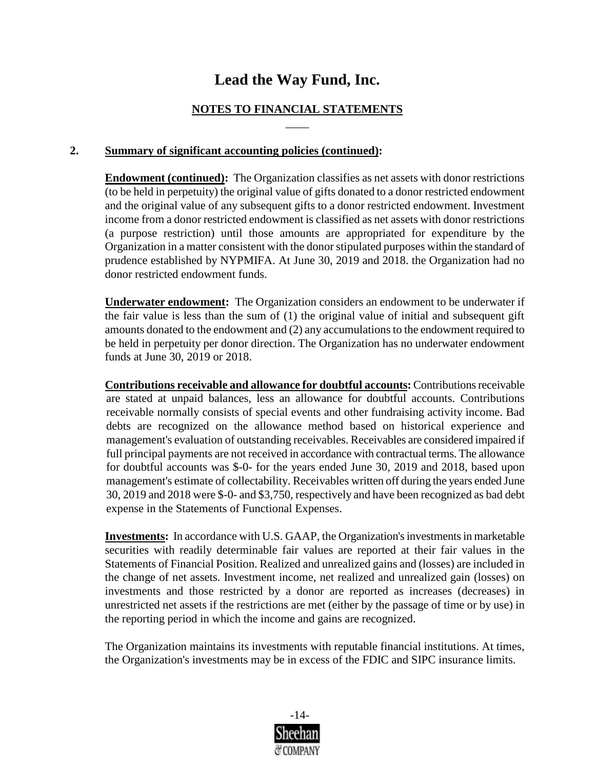# Lead the Way Fund, Inc.

## NOTES TO FINANCIAL STATEMENTS

**2. Summary of significant accounting policies (continued):**

**Endowment (continued):** The Organization classifies as net assets with donor restrictions (to be held in perpetuity) the original value of gifts donated to a donor restricted endowment and the original value of any subsequent gifts to a donor restricted endowment. Investment income from a donor restricted endowment is classified as net assets with donor restrictions (a purpose restriction) until those amounts are appropriated for expenditure by the Organization in a matter consistent with the donor stipulated purposes within the standard of prudence established by NYPMIFA. At June 30, 2019 and 2018. the Organization had no donor restricted endowment funds.

**Underwater endowment:** The Organization considers an endowment to be underwater if the fair value is less than the sum of (1) the original value of initial and subsequent gift amounts donated to the endowment and (2) any accumulations to the endowment required to be held in perpetuity per donor direction. The Organization has no underwater endowment funds at June 30, 2019 or 2018.

**Contributions receivable and allowance for doubtful accounts:** Contributions receivable are stated at unpaid balances, less an allowance for doubtful accounts. Contributions receivable normally consists of special events and other fundraising activity income. Bad debts are recognized on the allowance method based on historical experience and management's evaluation of outstanding receivables. Receivables are considered impaired if full principal payments are not received in accordance with contractual terms. The allowance for doubtful accounts was $-0- for the years ended June 30, 2019 and 2018, based upon management's estimate of collectability. Receivables written off during the years ended June 30, 2019 and 2018 were $-0- and $3,750, respectively and have been recognized as bad debt expense in the Statements of Functional Expenses.

**Investments:** In accordance with U.S. GAAP, the Organization's investments in marketable securities with readily determinable fair values are reported at their fair values in the Statements of Financial Position. Realized and unrealized gains and (losses) are included in the change of net assets. Investment income, net realized and unrealized gain (losses) on investments and those restricted by a donor are reported as increases (decreases) in unrestricted net assets if the restrictions are met (either by the passage of time or by use) in the reporting period in which the income and gains are recognized.

The Organization maintains its investments with reputable financial institutions. At times, the Organization's investments may be in excess of the FDIC and SIPC insurance limits.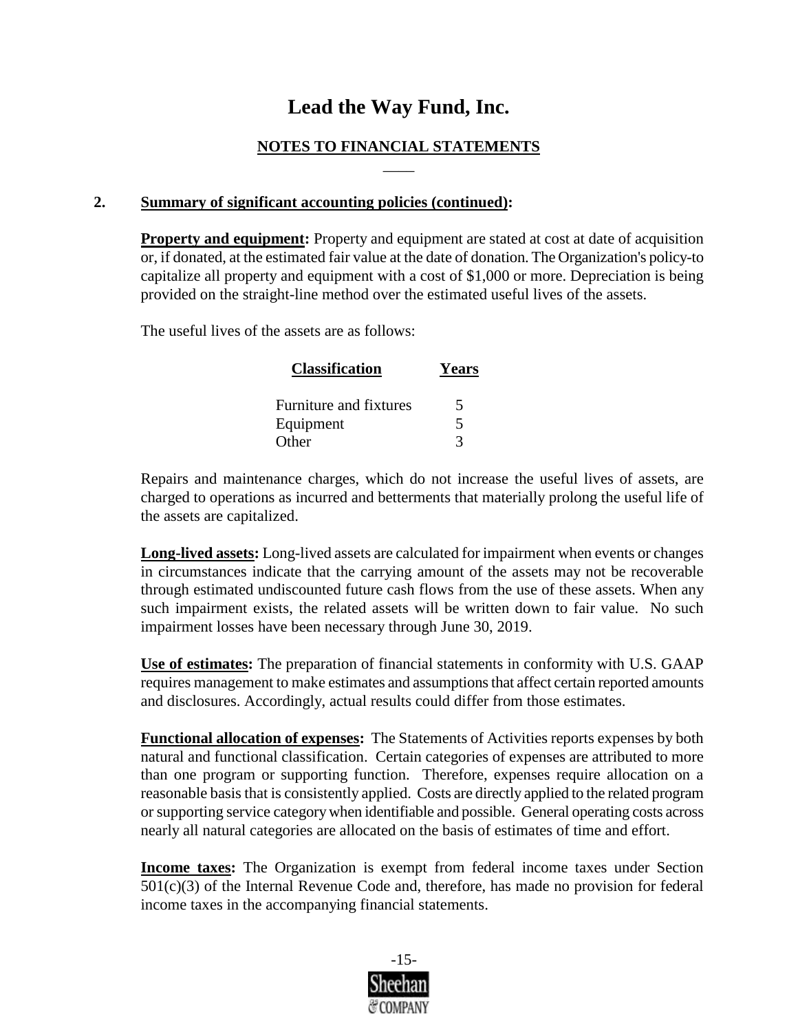# Lead the Way Fund, Inc.

## NOTES TO FINANCIAL STATEMENTS

### 2. Summary of significant accounting policies (continued):

**Property and equipment:** Property and equipment are stated at cost at date of acquisition or, if donated, at the estimated fair value at the date of donation. The Organization's policy-to capitalize all property and equipment with a cost of $1,000 or more. Depreciation is being provided on the straight-line method over the estimated useful lives of the assets.

The useful lives of the assets are as follows:

| Classification | Years |
|---|---|
| Furniture and fixtures | 5 |
| Equipment | 5 |
| Other | 3 |

Repairs and maintenance charges, which do not increase the useful lives of assets, are charged to operations as incurred and betterments that materially prolong the useful life of the assets are capitalized.

**Long-lived assets:** Long-lived assets are calculated for impairment when events or changes in circumstances indicate that the carrying amount of the assets may not be recoverable through estimated undiscounted future cash flows from the use of these assets. When any such impairment exists, the related assets will be written down to fair value. No such impairment losses have been necessary through June 30, 2019.

**Use of estimates:** The preparation of financial statements in conformity with U.S. GAAP requires management to make estimates and assumptions that affect certain reported amounts and disclosures. Accordingly, actual results could differ from those estimates.

**Functional allocation of expenses:** The Statements of Activities reports expenses by both natural and functional classification. Certain categories of expenses are attributed to more than one program or supporting function. Therefore, expenses require allocation on a reasonable basis that is consistently applied. Costs are directly applied to the related program or supporting service category when identifiable and possible. General operating costs across nearly all natural categories are allocated on the basis of estimates of time and effort.

**Income taxes:** The Organization is exempt from federal income taxes under Section 501(c)(3) of the Internal Revenue Code and, therefore, has made no provision for federal income taxes in the accompanying financial statements.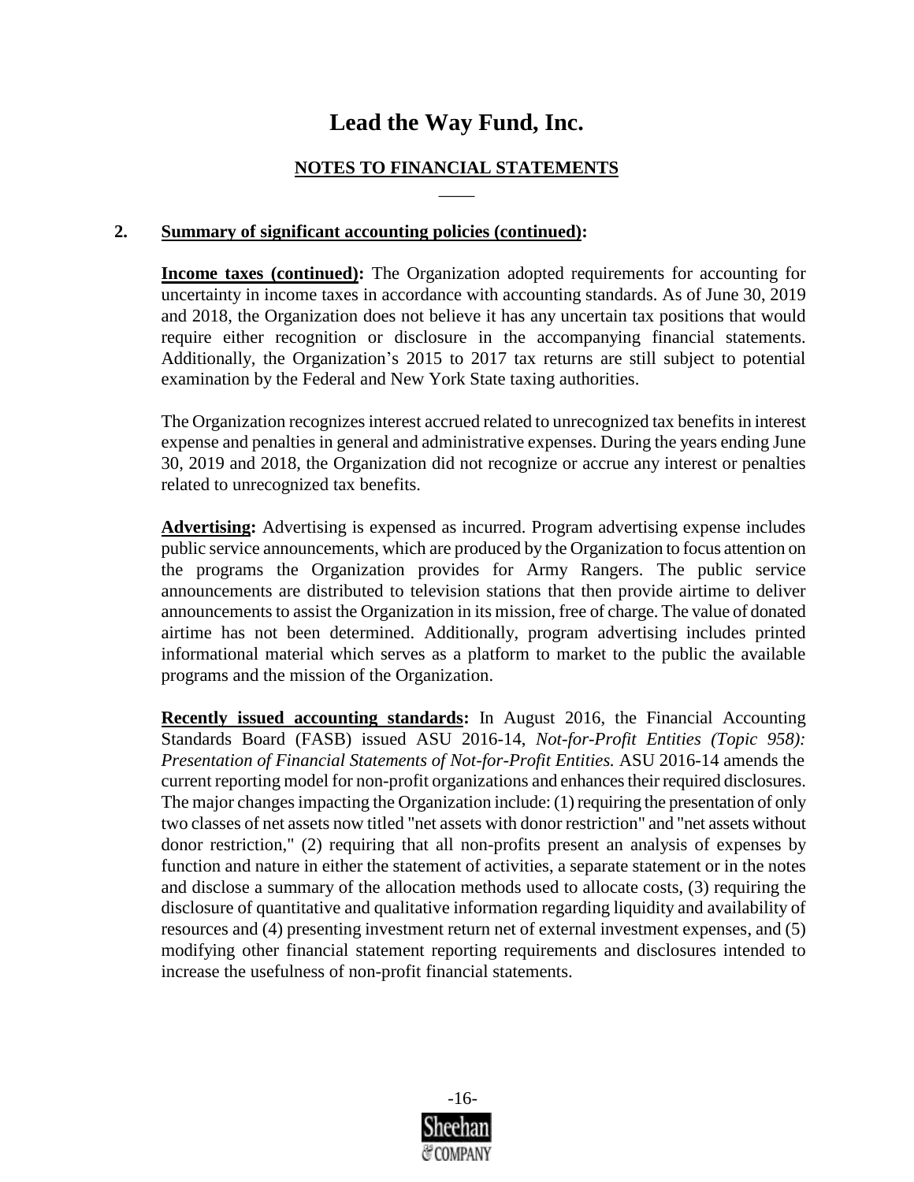# Lead the Way Fund, Inc.

## NOTES TO FINANCIAL STATEMENTS

**2. Summary of significant accounting policies (continued):**

**Income taxes (continued):** The Organization adopted requirements for accounting for uncertainty in income taxes in accordance with accounting standards. As of June 30, 2019 and 2018, the Organization does not believe it has any uncertain tax positions that would require either recognition or disclosure in the accompanying financial statements. Additionally, the Organization's 2015 to 2017 tax returns are still subject to potential examination by the Federal and New York State taxing authorities.

The Organization recognizes interest accrued related to unrecognized tax benefits in interest expense and penalties in general and administrative expenses. During the years ending June 30, 2019 and 2018, the Organization did not recognize or accrue any interest or penalties related to unrecognized tax benefits.

**Advertising:** Advertising is expensed as incurred. Program advertising expense includes public service announcements, which are produced by the Organization to focus attention on the programs the Organization provides for Army Rangers. The public service announcements are distributed to television stations that then provide airtime to deliver announcements to assist the Organization in its mission, free of charge. The value of donated airtime has not been determined. Additionally, program advertising includes printed informational material which serves as a platform to market to the public the available programs and the mission of the Organization.

**Recently issued accounting standards:** In August 2016, the Financial Accounting Standards Board (FASB) issued ASU 2016-14, *Not-for-Profit Entities (Topic 958): Presentation of Financial Statements of Not-for-Profit Entities.* ASU 2016-14 amends the current reporting model for non-profit organizations and enhances their required disclosures. The major changes impacting the Organization include: (1) requiring the presentation of only two classes of net assets now titled "net assets with donor restriction" and "net assets without donor restriction," (2) requiring that all non-profits present an analysis of expenses by function and nature in either the statement of activities, a separate statement or in the notes and disclose a summary of the allocation methods used to allocate costs, (3) requiring the disclosure of quantitative and qualitative information regarding liquidity and availability of resources and (4) presenting investment return net of external investment expenses, and (5) modifying other financial statement reporting requirements and disclosures intended to increase the usefulness of non-profit financial statements.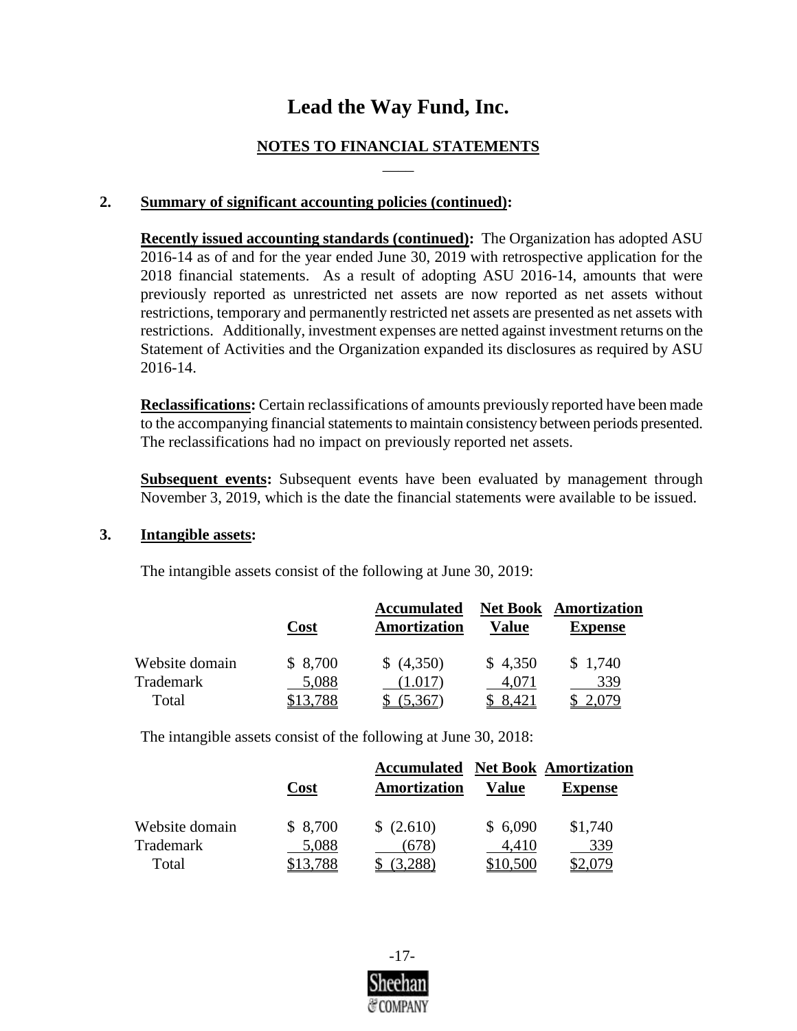# Lead the Way Fund, Inc.

## NOTES TO FINANCIAL STATEMENTS

**2. Summary of significant accounting policies (continued):**

**Recently issued accounting standards (continued):** The Organization has adopted ASU 2016-14 as of and for the year ended June 30, 2019 with retrospective application for the 2018 financial statements. As a result of adopting ASU 2016-14, amounts that were previously reported as unrestricted net assets are now reported as net assets without restrictions, temporary and permanently restricted net assets are presented as net assets with restrictions. Additionally, investment expenses are netted against investment returns on the Statement of Activities and the Organization expanded its disclosures as required by ASU 2016-14.

**Reclassifications:** Certain reclassifications of amounts previously reported have been made to the accompanying financial statements to maintain consistency between periods presented. The reclassifications had no impact on previously reported net assets.

**Subsequent events:** Subsequent events have been evaluated by management through November 3, 2019, which is the date the financial statements were available to be issued.

**3. Intangible assets:**

The intangible assets consist of the following at June 30, 2019:

| | Cost | Accumulated Amortization | Net Book Value | Amortization Expense |
|---|---|---|---|---|
| Website domain | $ 8,700 | $ (4,350) | $ 4,350 | $ 1,740 |
| Trademark | 5,088 | (1.017) | 4,071 | 339 |
| Total | $13,788 | $ (5,367) | $ 8,421 | $ 2,079 |

The intangible assets consist of the following at June 30, 2018:

| | Cost | Accumulated Amortization | Net Book Value | Amortization Expense |
|---|---|---|---|---|
| Website domain | $ 8,700 | $ (2.610) | $ 6,090 | $1,740 |
| Trademark | 5,088 | (678) | 4,410 | 339 |
| Total | $13,788 | $ (3,288) | $10,500 | $2,079 |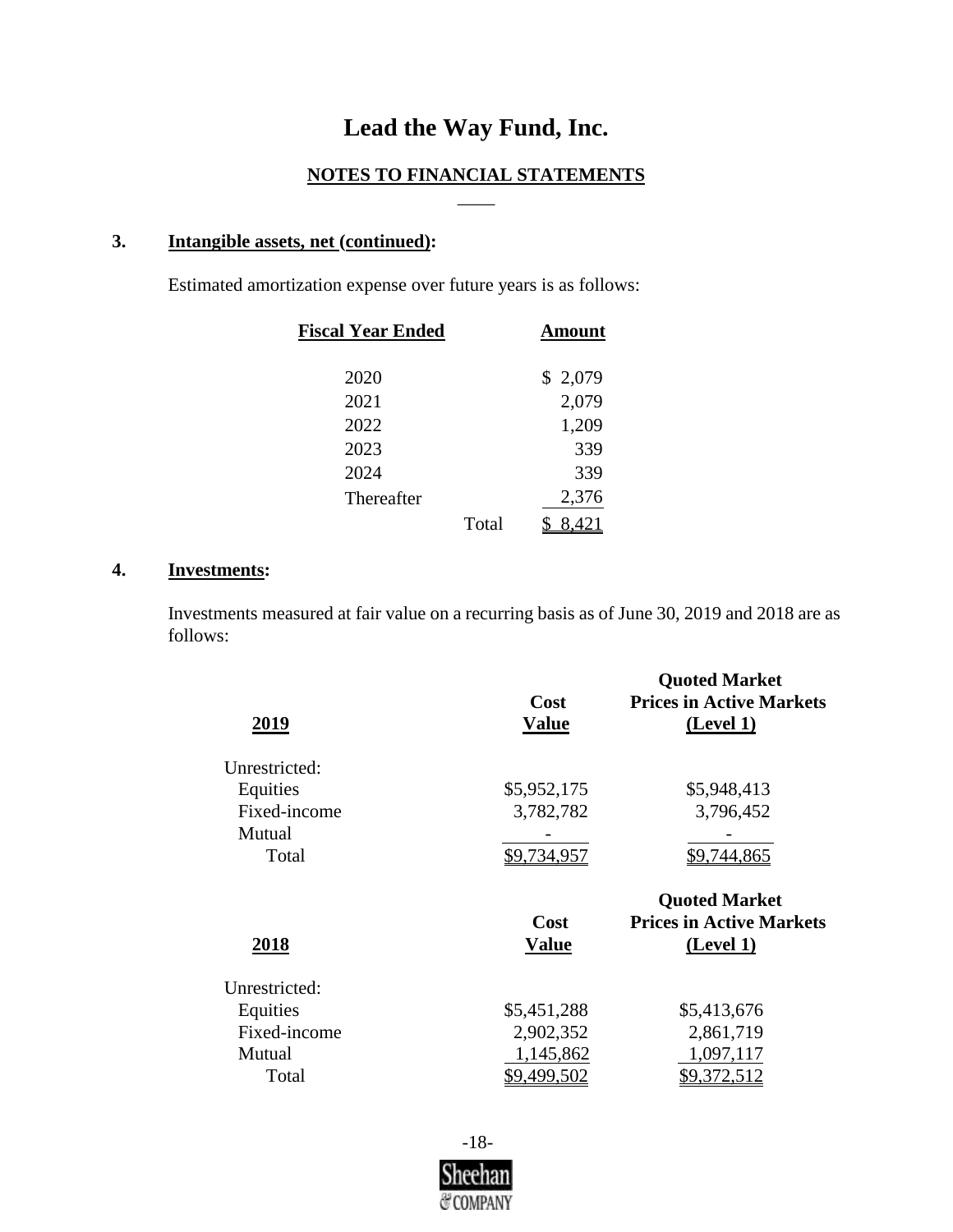# Lead the Way Fund, Inc.

## NOTES TO FINANCIAL STATEMENTS

### 3. Intangible assets, net (continued):

Estimated amortization expense over future years is as follows:

| Fiscal Year Ended | | Amount |
|---|---|---|
| 2020 | | $ 2,079 |
| 2021 | | 2,079 |
| 2022 | | 1,209 |
| 2023 | | 339 |
| 2024 | | 339 |
| Thereafter | | 2,376 |
| | Total | $ 8,421 |

### 4. Investments:

Investments measured at fair value on a recurring basis as of June 30, 2019 and 2018 are as follows:

| 2019 | Cost Value | Quoted Market Prices in Active Markets (Level 1) |
|---|---|---|
| Unrestricted: | | |
| Equities | $5,952,175 | $5,948,413 |
| Fixed-income | 3,782,782 | 3,796,452 |
| Mutual | - | - |
| Total | $9,734,957 | $9,744,865 |

| 2018 | Cost Value | Quoted Market Prices in Active Markets (Level 1) |
|---|---|---|
| Unrestricted: | | |
| Equities | $5,451,288 | $5,413,676 |
| Fixed-income | 2,902,352 | 2,861,719 |
| Mutual | 1,145,862 | 1,097,117 |
| Total | $9,499,502 | $9,372,512 |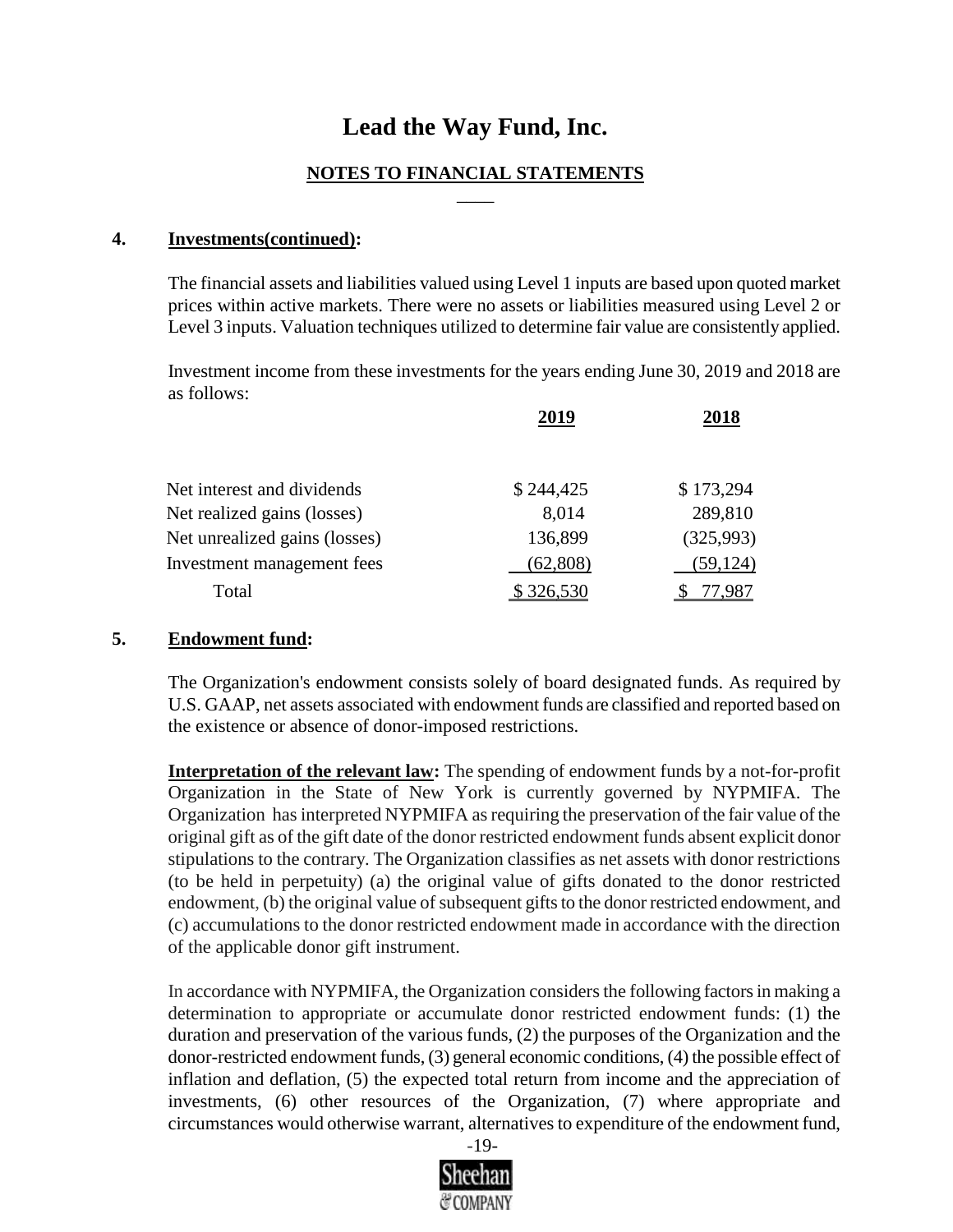# Lead the Way Fund, Inc.

## NOTES TO FINANCIAL STATEMENTS

### 4. Investments(continued):

The financial assets and liabilities valued using Level 1 inputs are based upon quoted market prices within active markets. There were no assets or liabilities measured using Level 2 or Level 3 inputs. Valuation techniques utilized to determine fair value are consistently applied.

Investment income from these investments for the years ending June 30, 2019 and 2018 are as follows:

| | 2019 | 2018 |
|---|---|---|
| Net interest and dividends | $ 244,425 | $ 173,294 |
| Net realized gains (losses) | 8,014 | 289,810 |
| Net unrealized gains (losses) | 136,899 | (325,993) |
| Investment management fees | (62,808) | (59,124) |
| Total | $ 326,530 | $ 77,987 |

### 5. Endowment fund:

The Organization's endowment consists solely of board designated funds. As required by U.S. GAAP, net assets associated with endowment funds are classified and reported based on the existence or absence of donor-imposed restrictions.

**Interpretation of the relevant law:** The spending of endowment funds by a not-for-profit Organization in the State of New York is currently governed by NYPMIFA. The Organization has interpreted NYPMIFA as requiring the preservation of the fair value of the original gift as of the gift date of the donor restricted endowment funds absent explicit donor stipulations to the contrary. The Organization classifies as net assets with donor restrictions (to be held in perpetuity) (a) the original value of gifts donated to the donor restricted endowment, (b) the original value of subsequent gifts to the donor restricted endowment, and (c) accumulations to the donor restricted endowment made in accordance with the direction of the applicable donor gift instrument.

In accordance with NYPMIFA, the Organization considers the following factors in making a determination to appropriate or accumulate donor restricted endowment funds: (1) the duration and preservation of the various funds, (2) the purposes of the Organization and the donor-restricted endowment funds, (3) general economic conditions, (4) the possible effect of inflation and deflation, (5) the expected total return from income and the appreciation of investments, (6) other resources of the Organization, (7) where appropriate and circumstances would otherwise warrant, alternatives to expenditure of the endowment fund,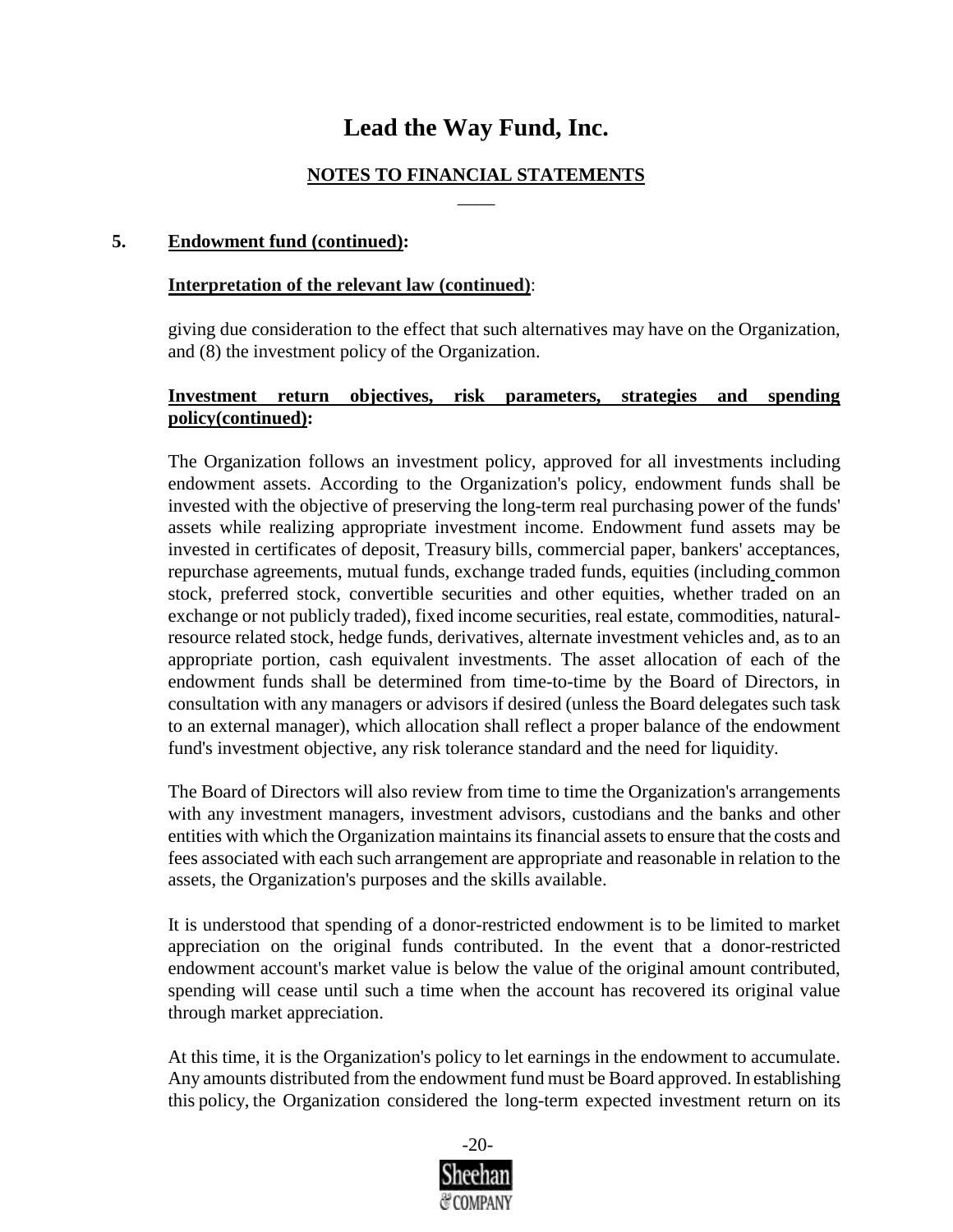# Lead the Way Fund, Inc.

## NOTES TO FINANCIAL STATEMENTS

### 5. Endowment fund (continued):

**Interpretation of the relevant law (continued)**:

giving due consideration to the effect that such alternatives may have on the Organization, and (8) the investment policy of the Organization.

**Investment return objectives, risk parameters, strategies and spending policy(continued):**

The Organization follows an investment policy, approved for all investments including endowment assets. According to the Organization's policy, endowment funds shall be invested with the objective of preserving the long-term real purchasing power of the funds' assets while realizing appropriate investment income. Endowment fund assets may be invested in certificates of deposit, Treasury bills, commercial paper, bankers' acceptances, repurchase agreements, mutual funds, exchange traded funds, equities (including common stock, preferred stock, convertible securities and other equities, whether traded on an exchange or not publicly traded), fixed income securities, real estate, commodities, natural-resource related stock, hedge funds, derivatives, alternate investment vehicles and, as to an appropriate portion, cash equivalent investments. The asset allocation of each of the endowment funds shall be determined from time-to-time by the Board of Directors, in consultation with any managers or advisors if desired (unless the Board delegates such task to an external manager), which allocation shall reflect a proper balance of the endowment fund's investment objective, any risk tolerance standard and the need for liquidity.

The Board of Directors will also review from time to time the Organization's arrangements with any investment managers, investment advisors, custodians and the banks and other entities with which the Organization maintains its financial assets to ensure that the costs and fees associated with each such arrangement are appropriate and reasonable in relation to the assets, the Organization's purposes and the skills available.

It is understood that spending of a donor-restricted endowment is to be limited to market appreciation on the original funds contributed. In the event that a donor-restricted endowment account's market value is below the value of the original amount contributed, spending will cease until such a time when the account has recovered its original value through market appreciation.

At this time, it is the Organization's policy to let earnings in the endowment to accumulate. Any amounts distributed from the endowment fund must be Board approved. In establishing this policy, the Organization considered the long-term expected investment return on its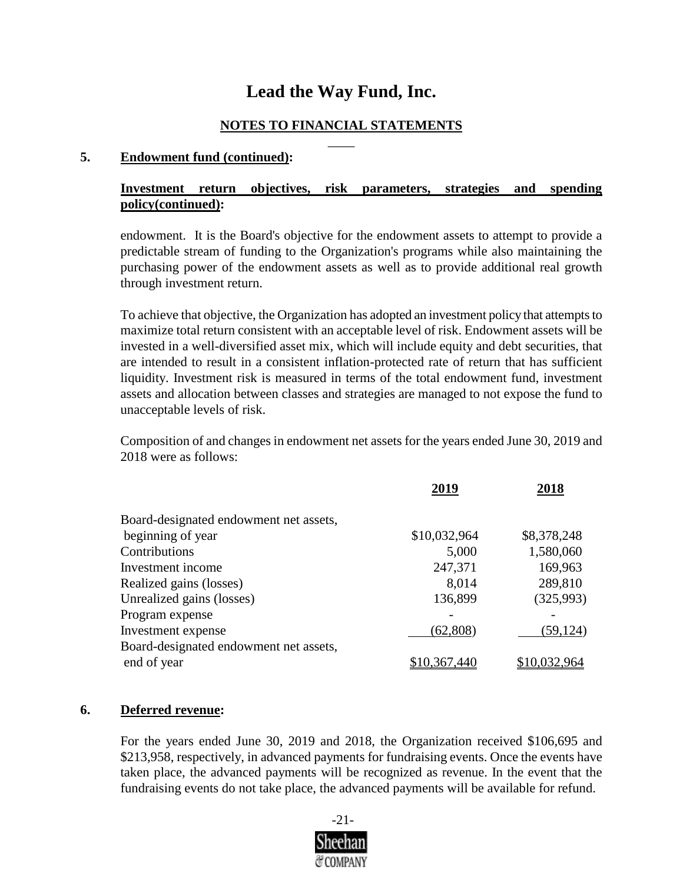# Lead the Way Fund, Inc.

## NOTES TO FINANCIAL STATEMENTS

### 5. Endowment fund (continued):

**Investment return objectives, risk parameters, strategies and spending policy(continued):**

endowment. It is the Board's objective for the endowment assets to attempt to provide a predictable stream of funding to the Organization's programs while also maintaining the purchasing power of the endowment assets as well as to provide additional real growth through investment return.

To achieve that objective, the Organization has adopted an investment policy that attempts to maximize total return consistent with an acceptable level of risk. Endowment assets will be invested in a well-diversified asset mix, which will include equity and debt securities, that are intended to result in a consistent inflation-protected rate of return that has sufficient liquidity. Investment risk is measured in terms of the total endowment fund, investment assets and allocation between classes and strategies are managed to not expose the fund to unacceptable levels of risk.

Composition of and changes in endowment net assets for the years ended June 30, 2019 and 2018 were as follows:

| | 2019 | 2018 |
|---|---|---|
| Board-designated endowment net assets, beginning of year | $10,032,964 | $8,378,248 |
| Contributions | 5,000 | 1,580,060 |
| Investment income | 247,371 | 169,963 |
| Realized gains (losses) | 8,014 | 289,810 |
| Unrealized gains (losses) | 136,899 | (325,993) |
| Program expense | - | - |
| Investment expense | (62,808) | (59,124) |
| Board-designated endowment net assets, end of year | $10,367,440 | $10,032,964 |

### 6. Deferred revenue:

For the years ended June 30, 2019 and 2018, the Organization received $106,695 and $213,958, respectively, in advanced payments for fundraising events. Once the events have taken place, the advanced payments will be recognized as revenue. In the event that the fundraising events do not take place, the advanced payments will be available for refund.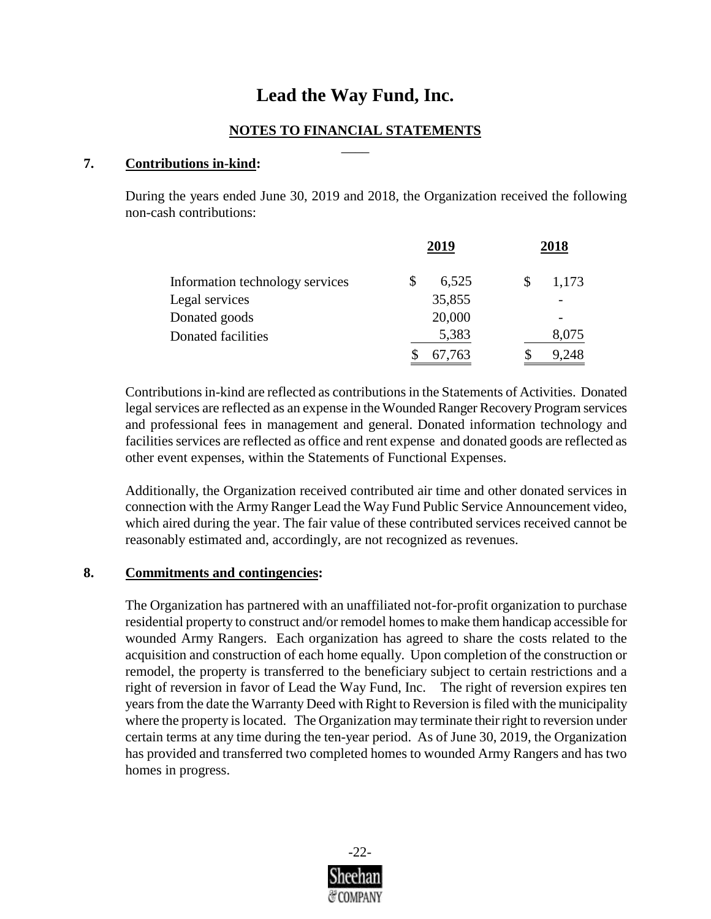# Lead the Way Fund, Inc.

## NOTES TO FINANCIAL STATEMENTS

**7. Contributions in-kind:**

During the years ended June 30, 2019 and 2018, the Organization received the following non-cash contributions:

| | 2019 | 2018 |
|---|---|---|
| Information technology services | $ 6,525 | $ 1,173 |
| Legal services | 35,855 | - |
| Donated goods | 20,000 | - |
| Donated facilities | 5,383 | 8,075 |
| | $ 67,763 | $ 9,248 |

Contributions in-kind are reflected as contributions in the Statements of Activities. Donated legal services are reflected as an expense in the Wounded Ranger Recovery Program services and professional fees in management and general. Donated information technology and facilities services are reflected as office and rent expense and donated goods are reflected as other event expenses, within the Statements of Functional Expenses.

Additionally, the Organization received contributed air time and other donated services in connection with the Army Ranger Lead the Way Fund Public Service Announcement video, which aired during the year. The fair value of these contributed services received cannot be reasonably estimated and, accordingly, are not recognized as revenues.

**8. Commitments and contingencies:**

The Organization has partnered with an unaffiliated not-for-profit organization to purchase residential property to construct and/or remodel homes to make them handicap accessible for wounded Army Rangers. Each organization has agreed to share the costs related to the acquisition and construction of each home equally. Upon completion of the construction or remodel, the property is transferred to the beneficiary subject to certain restrictions and a right of reversion in favor of Lead the Way Fund, Inc. The right of reversion expires ten years from the date the Warranty Deed with Right to Reversion is filed with the municipality where the property is located. The Organization may terminate their right to reversion under certain terms at any time during the ten-year period. As of June 30, 2019, the Organization has provided and transferred two completed homes to wounded Army Rangers and has two homes in progress.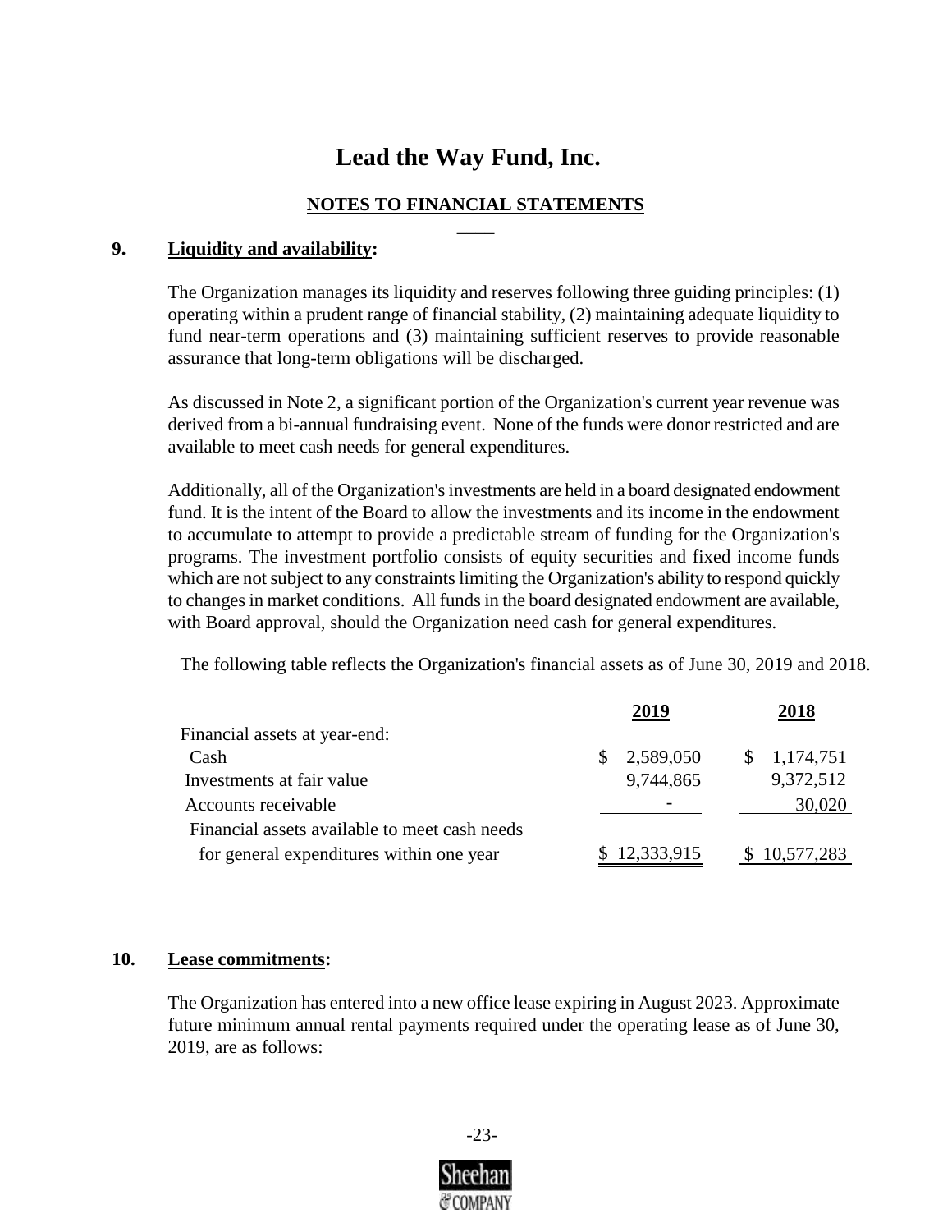# Lead the Way Fund, Inc.

## NOTES TO FINANCIAL STATEMENTS

### 9. Liquidity and availability:

The Organization manages its liquidity and reserves following three guiding principles: (1) operating within a prudent range of financial stability, (2) maintaining adequate liquidity to fund near-term operations and (3) maintaining sufficient reserves to provide reasonable assurance that long-term obligations will be discharged.

As discussed in Note 2, a significant portion of the Organization's current year revenue was derived from a bi-annual fundraising event. None of the funds were donor restricted and are available to meet cash needs for general expenditures.

Additionally, all of the Organization's investments are held in a board designated endowment fund. It is the intent of the Board to allow the investments and its income in the endowment to accumulate to attempt to provide a predictable stream of funding for the Organization's programs. The investment portfolio consists of equity securities and fixed income funds which are not subject to any constraints limiting the Organization's ability to respond quickly to changes in market conditions. All funds in the board designated endowment are available, with Board approval, should the Organization need cash for general expenditures.

The following table reflects the Organization's financial assets as of June 30, 2019 and 2018.

| | 2019 | 2018 |
|---|---|---|
| Financial assets at year-end: | | |
| Cash | $ 2,589,050 | $ 1,174,751 |
| Investments at fair value | 9,744,865 | 9,372,512 |
| Accounts receivable | - | 30,020 |
| Financial assets available to meet cash needs for general expenditures within one year | $ 12,333,915 | $ 10,577,283 |

### 10. Lease commitments:

The Organization has entered into a new office lease expiring in August 2023. Approximate future minimum annual rental payments required under the operating lease as of June 30, 2019, are as follows: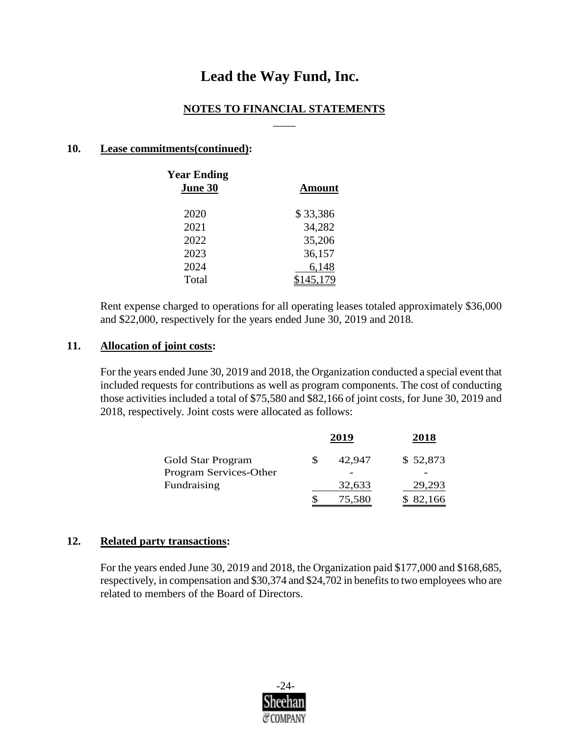# Lead the Way Fund, Inc.

**NOTES TO FINANCIAL STATEMENTS**

**10. Lease commitments(continued):**

| Year Ending June 30 | Amount |
|---|---|
| 2020 | $ 33,386 |
| 2021 | 34,282 |
| 2022 | 35,206 |
| 2023 | 36,157 |
| 2024 | 6,148 |
| Total | $145,179 |

Rent expense charged to operations for all operating leases totaled approximately $36,000 and $22,000, respectively for the years ended June 30, 2019 and 2018.

**11. Allocation of joint costs:**

For the years ended June 30, 2019 and 2018, the Organization conducted a special event that included requests for contributions as well as program components. The cost of conducting those activities included a total of $75,580 and $82,166 of joint costs, for June 30, 2019 and 2018, respectively. Joint costs were allocated as follows:

| | 2019 | 2018 |
|---|---|---|
| Gold Star Program | $ 42,947 | $ 52,873 |
| Program Services-Other | - | - |
| Fundraising | 32,633 | 29,293 |
| | $ 75,580 | $ 82,166 |

**12. Related party transactions:**

For the years ended June 30, 2019 and 2018, the Organization paid $177,000 and $168,685, respectively, in compensation and $30,374 and $24,702 in benefits to two employees who are related to members of the Board of Directors.